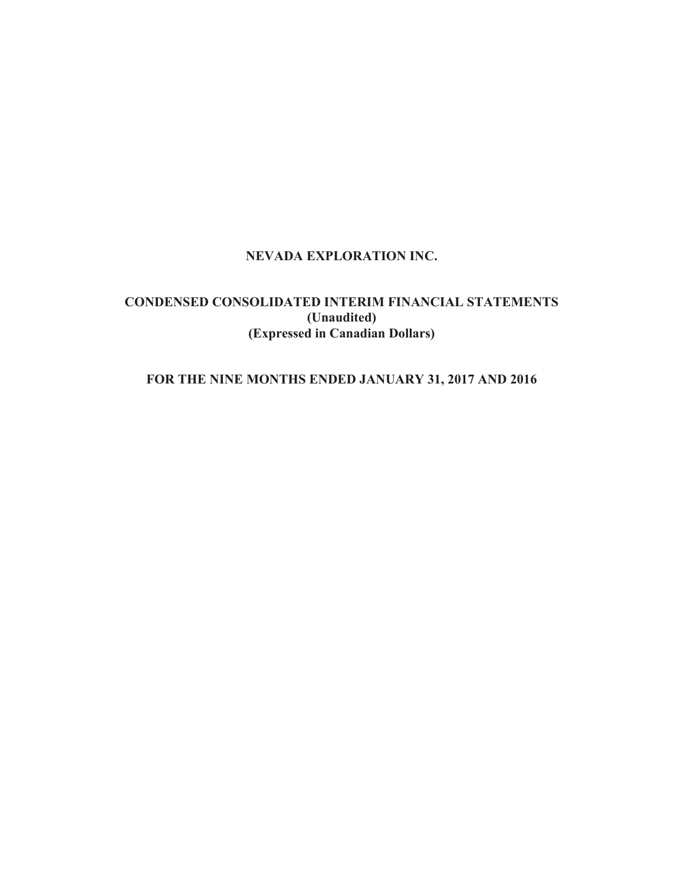# NEVADA EXPLORATION INC.

## CONDENSED CONSOLIDATED INTERIM FINANCIAL STATEMENTS
**(Unaudited)**
**(Expressed in Canadian Dollars)**

## FOR THE NINE MONTHS ENDED JANUARY 31, 2017 AND 2016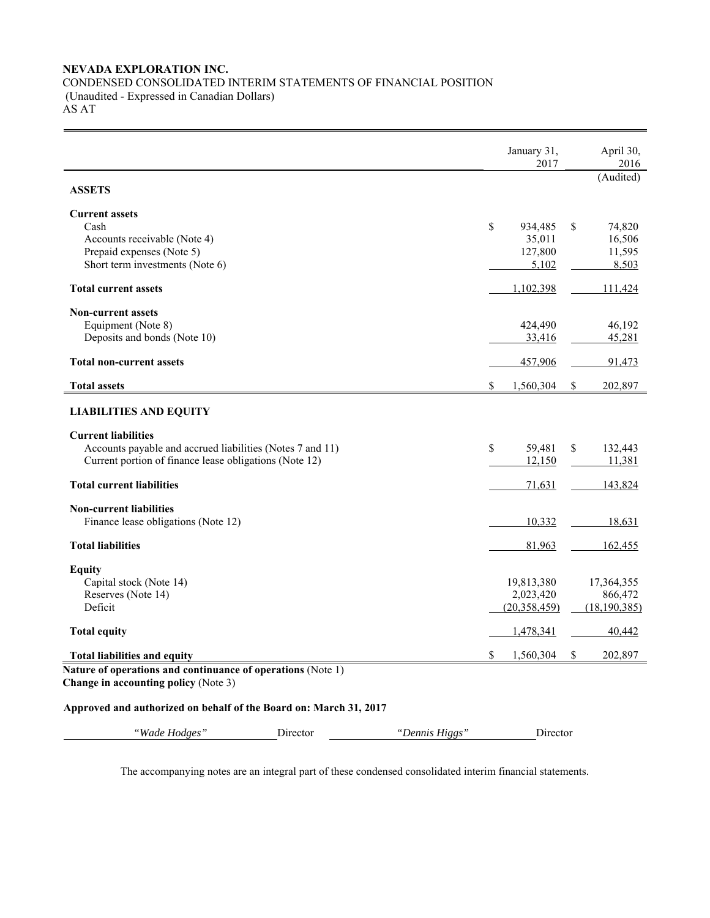**NEVADA EXPLORATION INC.**
CONDENSED CONSOLIDATED INTERIM STATEMENTS OF FINANCIAL POSITION
(Unaudited - Expressed in Canadian Dollars)
AS AT

| | January 31, 2017 | April 30, 2016 |
|---|---|---|
| | | (Audited) |
| **ASSETS** | | |
| **Current assets** | | |
| Cash | $ 934,485 | $ 74,820 |
| Accounts receivable (Note 4) | 35,011 | 16,506 |
| Prepaid expenses (Note 5) | 127,800 | 11,595 |
| Short term investments (Note 6) | 5,102 | 8,503 |
| **Total current assets** | 1,102,398 | 111,424 |
| **Non-current assets** | | |
| Equipment (Note 8) | 424,490 | 46,192 |
| Deposits and bonds (Note 10) | 33,416 | 45,281 |
| **Total non-current assets** | 457,906 | 91,473 |
| **Total assets** | $ 1,560,304 | $ 202,897 |
| **LIABILITIES AND EQUITY** | | |
| **Current liabilities** | | |
| Accounts payable and accrued liabilities (Notes 7 and 11) | $ 59,481 | $ 132,443 |
| Current portion of finance lease obligations (Note 12) | 12,150 | 11,381 |
| **Total current liabilities** | 71,631 | 143,824 |
| **Non-current liabilities** | | |
| Finance lease obligations (Note 12) | 10,332 | 18,631 |
| **Total liabilities** | 81,963 | 162,455 |
| **Equity** | | |
| Capital stock (Note 14) | 19,813,380 | 17,364,355 |
| Reserves (Note 14) | 2,023,420 | 866,472 |
| Deficit | (20,358,459) | (18,190,385) |
| **Total equity** | 1,478,341 | 40,442 |
| **Total liabilities and equity** | $ 1,560,304 | $ 202,897 |

**Nature of operations and continuance of operations** (Note 1)
**Change in accounting policy** (Note 3)

**Approved and authorized on behalf of the Board on: March 31, 2017**

*"Wade Hodges"* Director *"Dennis Higgs"* Director

The accompanying notes are an integral part of these condensed consolidated interim financial statements.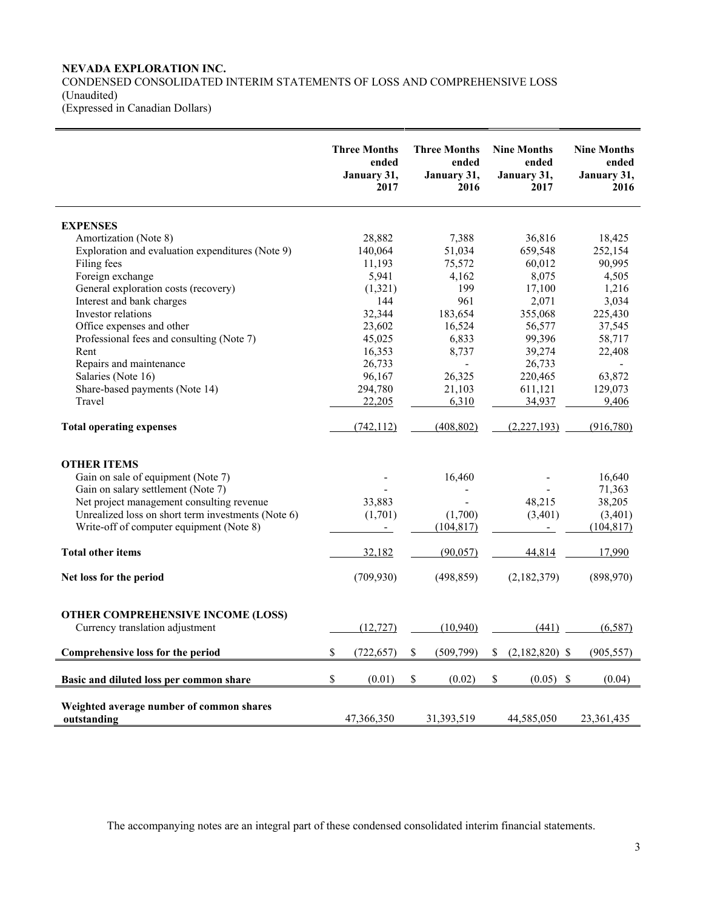**NEVADA EXPLORATION INC.**
CONDENSED CONSOLIDATED INTERIM STATEMENTS OF LOSS AND COMPREHENSIVE LOSS
(Unaudited)
(Expressed in Canadian Dollars)

| | Three Months ended January 31, 2017 | Three Months ended January 31, 2016 | Nine Months ended January 31, 2017 | Nine Months ended January 31, 2016 |
|---|---|---|---|---|
| **EXPENSES** | | | | |
| Amortization (Note 8) | 28,882 | 7,388 | 36,816 | 18,425 |
| Exploration and evaluation expenditures (Note 9) | 140,064 | 51,034 | 659,548 | 252,154 |
| Filing fees | 11,193 | 75,572 | 60,012 | 90,995 |
| Foreign exchange | 5,941 | 4,162 | 8,075 | 4,505 |
| General exploration costs (recovery) | (1,321) | 199 | 17,100 | 1,216 |
| Interest and bank charges | 144 | 961 | 2,071 | 3,034 |
| Investor relations | 32,344 | 183,654 | 355,068 | 225,430 |
| Office expenses and other | 23,602 | 16,524 | 56,577 | 37,545 |
| Professional fees and consulting (Note 7) | 45,025 | 6,833 | 99,396 | 58,717 |
| Rent | 16,353 | 8,737 | 39,274 | 22,408 |
| Repairs and maintenance | 26,733 | - | 26,733 | - |
| Salaries (Note 16) | 96,167 | 26,325 | 220,465 | 63,872 |
| Share-based payments (Note 14) | 294,780 | 21,103 | 611,121 | 129,073 |
| Travel | 22,205 | 6,310 | 34,937 | 9,406 |
| **Total operating expenses** | (742,112) | (408,802) | (2,227,193) | (916,780) |
| **OTHER ITEMS** | | | | |
| Gain on sale of equipment (Note 7) | - | 16,460 | - | 16,640 |
| Gain on salary settlement (Note 7) | - | - | - | 71,363 |
| Net project management consulting revenue | 33,883 | - | 48,215 | 38,205 |
| Unrealized loss on short term investments (Note 6) | (1,701) | (1,700) | (3,401) | (3,401) |
| Write-off of computer equipment (Note 8) | - | (104,817) | - | (104,817) |
| **Total other items** | 32,182 | (90,057) | 44,814 | 17,990 |
| **Net loss for the period** | (709,930) | (498,859) | (2,182,379) | (898,970) |
| **OTHER COMPREHENSIVE INCOME (LOSS)** | | | | |
| Currency translation adjustment | (12,727) | (10,940) | (441) | (6,587) |
| **Comprehensive loss for the period** | $ (722,657) | $ (509,799) | $ (2,182,820) | $ (905,557) |
| **Basic and diluted loss per common share** | $ (0.01) | $ (0.02) | $ (0.05) | $ (0.04) |
| **Weighted average number of common shares outstanding** | 47,366,350 | 31,393,519 | 44,585,050 | 23,361,435 |

The accompanying notes are an integral part of these condensed consolidated interim financial statements.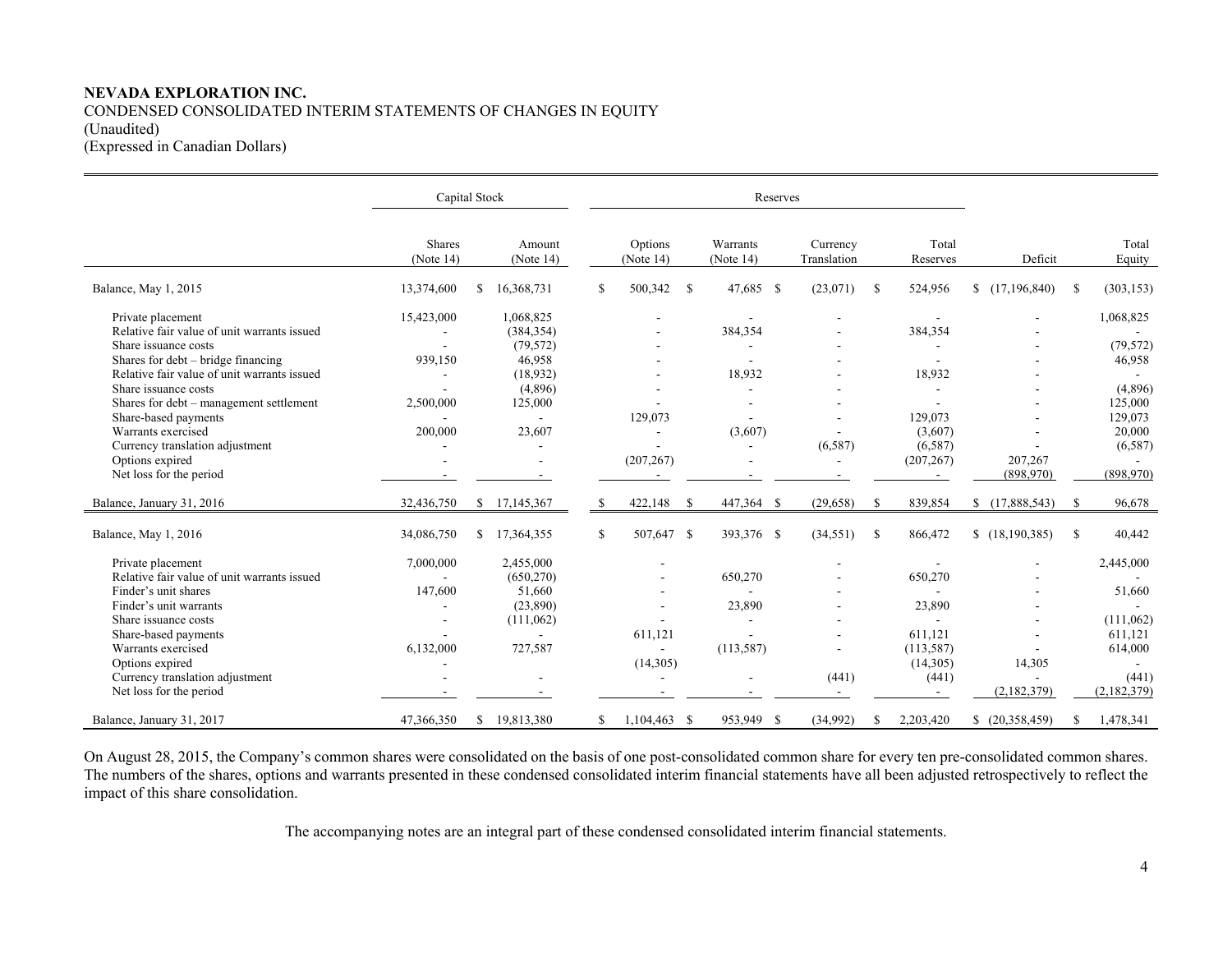**NEVADA EXPLORATION INC.**
CONDENSED CONSOLIDATED INTERIM STATEMENTS OF CHANGES IN EQUITY
(Unaudited)
(Expressed in Canadian Dollars)

| | Capital Stock | | Reserves | | | | | |
|---|---|---|---|---|---|---|---|---|
| | Shares (Note 14) | Amount (Note 14) | Options (Note 14) | Warrants (Note 14) | Currency Translation | Total Reserves | Deficit | Total Equity |
| Balance, May 1, 2015 | 13,374,600 | $ 16,368,731 | $ 500,342 | $ 47,685 | $ (23,071) | $ 524,956 | $ (17,196,840) | $ (303,153) |
| Private placement | 15,423,000 | 1,068,825 | - | - | - | - | - | 1,068,825 |
| Relative fair value of unit warrants issued | - | (384,354) | - | 384,354 | - | 384,354 | - | - |
| Share issuance costs | - | (79,572) | - | - | - | - | - | (79,572) |
| Shares for debt – bridge financing | 939,150 | 46,958 | - | - | - | - | - | 46,958 |
| Relative fair value of unit warrants issued | - | (18,932) | - | 18,932 | - | 18,932 | - | - |
| Share issuance costs | - | (4,896) | - | - | - | - | - | (4,896) |
| Shares for debt – management settlement | 2,500,000 | 125,000 | - | - | - | - | - | 125,000 |
| Share-based payments | - | - | 129,073 | - | - | 129,073 | - | 129,073 |
| Warrants exercised | 200,000 | 23,607 | - | (3,607) | - | (3,607) | - | 20,000 |
| Currency translation adjustment | - | - | - | - | (6,587) | (6,587) | - | (6,587) |
| Options expired | - | - | (207,267) | - | - | (207,267) | 207,267 | - |
| Net loss for the period | - | - | - | - | - | - | (898,970) | (898,970) |
| Balance, January 31, 2016 | 32,436,750 | $ 17,145,367 | $ 422,148 | $ 447,364 | $ (29,658) | $ 839,854 | $ (17,888,543) | $ 96,678 |
| Balance, May 1, 2016 | 34,086,750 | $ 17,364,355 | $ 507,647 | $ 393,376 | $ (34,551) | $ 866,472 | $ (18,190,385) | $ 40,442 |
| Private placement | 7,000,000 | 2,455,000 | - | | - | - | - | 2,445,000 |
| Relative fair value of unit warrants issued | - | (650,270) | - | 650,270 | - | 650,270 | - | - |
| Finder's unit shares | 147,600 | 51,660 | - | - | - | - | - | 51,660 |
| Finder's unit warrants | - | (23,890) | - | 23,890 | - | 23,890 | - | - |
| Share issuance costs | - | (111,062) | - | - | - | - | - | (111,062) |
| Share-based payments | - | - | 611,121 | - | - | 611,121 | - | 611,121 |
| Warrants exercised | 6,132,000 | 727,587 | - | (113,587) | - | (113,587) | - | 614,000 |
| Options expired | - | | (14,305) | | | (14,305) | 14,305 | - |
| Currency translation adjustment | - | - | - | - | (441) | (441) | - | (441) |
| Net loss for the period | - | - | - | - | - | - | (2,182,379) | (2,182,379) |
| Balance, January 31, 2017 | 47,366,350 | $ 19,813,380 | $ 1,104,463 | $ 953,949 | $ (34,992) | $ 2,203,420 | $ (20,358,459) | $ 1,478,341 |

On August 28, 2015, the Company's common shares were consolidated on the basis of one post-consolidated common share for every ten pre-consolidated common shares. The numbers of the shares, options and warrants presented in these condensed consolidated interim financial statements have all been adjusted retrospectively to reflect the impact of this share consolidation.

The accompanying notes are an integral part of these condensed consolidated interim financial statements.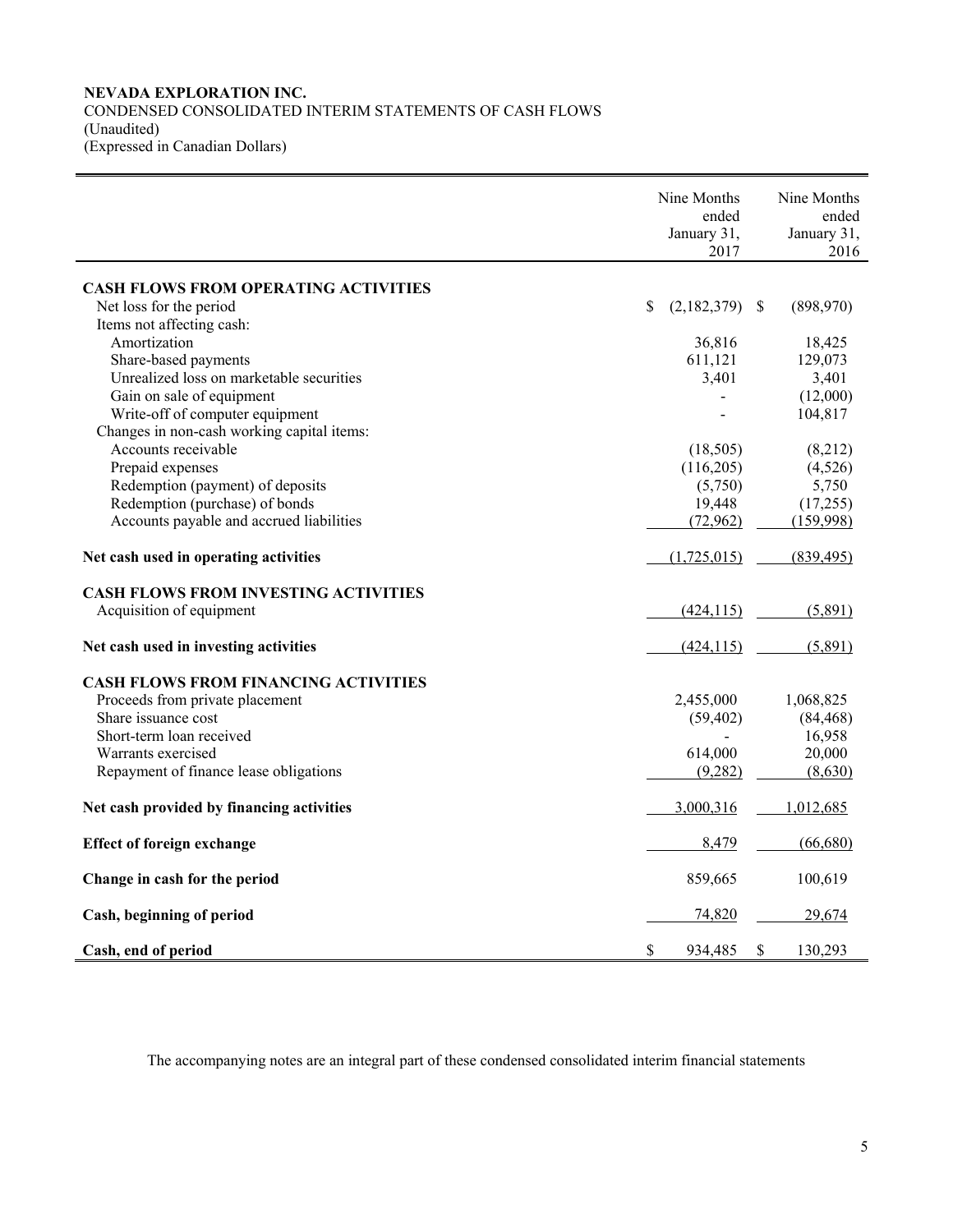**NEVADA EXPLORATION INC.**
CONDENSED CONSOLIDATED INTERIM STATEMENTS OF CASH FLOWS
(Unaudited)
(Expressed in Canadian Dollars)

| | Nine Months ended January 31, 2017 | Nine Months ended January 31, 2016 |
|---|---|---|
| **CASH FLOWS FROM OPERATING ACTIVITIES** | | |
| Net loss for the period | $ (2,182,379) | $ (898,970) |
| Items not affecting cash: | | |
| Amortization | 36,816 | 18,425 |
| Share-based payments | 611,121 | 129,073 |
| Unrealized loss on marketable securities | 3,401 | 3,401 |
| Gain on sale of equipment | - | (12,000) |
| Write-off of computer equipment | - | 104,817 |
| Changes in non-cash working capital items: | | |
| Accounts receivable | (18,505) | (8,212) |
| Prepaid expenses | (116,205) | (4,526) |
| Redemption (payment) of deposits | (5,750) | 5,750 |
| Redemption (purchase) of bonds | 19,448 | (17,255) |
| Accounts payable and accrued liabilities | (72,962) | (159,998) |
| **Net cash used in operating activities** | (1,725,015) | (839,495) |
| **CASH FLOWS FROM INVESTING ACTIVITIES** | | |
| Acquisition of equipment | (424,115) | (5,891) |
| **Net cash used in investing activities** | (424,115) | (5,891) |
| **CASH FLOWS FROM FINANCING ACTIVITIES** | | |
| Proceeds from private placement | 2,455,000 | 1,068,825 |
| Share issuance cost | (59,402) | (84,468) |
| Short-term loan received | - | 16,958 |
| Warrants exercised | 614,000 | 20,000 |
| Repayment of finance lease obligations | (9,282) | (8,630) |
| **Net cash provided by financing activities** | 3,000,316 | 1,012,685 |
| **Effect of foreign exchange** | 8,479 | (66,680) |
| **Change in cash for the period** | 859,665 | 100,619 |
| **Cash, beginning of period** | 74,820 | 29,674 |
| **Cash, end of period** | $ 934,485 | $ 130,293 |

The accompanying notes are an integral part of these condensed consolidated interim financial statements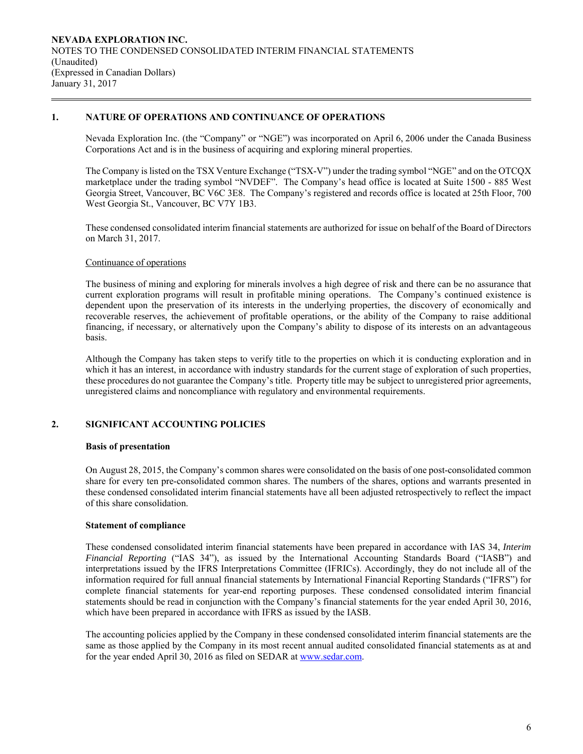**NEVADA EXPLORATION INC.**
NOTES TO THE CONDENSED CONSOLIDATED INTERIM FINANCIAL STATEMENTS
(Unaudited)
(Expressed in Canadian Dollars)
January 31, 2017

## 1. NATURE OF OPERATIONS AND CONTINUANCE OF OPERATIONS

Nevada Exploration Inc. (the "Company" or "NGE") was incorporated on April 6, 2006 under the Canada Business Corporations Act and is in the business of acquiring and exploring mineral properties.

The Company is listed on the TSX Venture Exchange ("TSX-V") under the trading symbol "NGE" and on the OTCQX marketplace under the trading symbol "NVDEF". The Company's head office is located at Suite 1500 - 885 West Georgia Street, Vancouver, BC V6C 3E8. The Company's registered and records office is located at 25th Floor, 700 West Georgia St., Vancouver, BC V7Y 1B3.

These condensed consolidated interim financial statements are authorized for issue on behalf of the Board of Directors on March 31, 2017.

Continuance of operations

The business of mining and exploring for minerals involves a high degree of risk and there can be no assurance that current exploration programs will result in profitable mining operations. The Company's continued existence is dependent upon the preservation of its interests in the underlying properties, the discovery of economically and recoverable reserves, the achievement of profitable operations, or the ability of the Company to raise additional financing, if necessary, or alternatively upon the Company's ability to dispose of its interests on an advantageous basis.

Although the Company has taken steps to verify title to the properties on which it is conducting exploration and in which it has an interest, in accordance with industry standards for the current stage of exploration of such properties, these procedures do not guarantee the Company's title. Property title may be subject to unregistered prior agreements, unregistered claims and noncompliance with regulatory and environmental requirements.

## 2. SIGNIFICANT ACCOUNTING POLICIES

### Basis of presentation

On August 28, 2015, the Company's common shares were consolidated on the basis of one post-consolidated common share for every ten pre-consolidated common shares. The numbers of the shares, options and warrants presented in these condensed consolidated interim financial statements have all been adjusted retrospectively to reflect the impact of this share consolidation.

### Statement of compliance

These condensed consolidated interim financial statements have been prepared in accordance with IAS 34, *Interim Financial Reporting* ("IAS 34"), as issued by the International Accounting Standards Board ("IASB") and interpretations issued by the IFRS Interpretations Committee (IFRICs). Accordingly, they do not include all of the information required for full annual financial statements by International Financial Reporting Standards ("IFRS") for complete financial statements for year-end reporting purposes. These condensed consolidated interim financial statements should be read in conjunction with the Company's financial statements for the year ended April 30, 2016, which have been prepared in accordance with IFRS as issued by the IASB.

The accounting policies applied by the Company in these condensed consolidated interim financial statements are the same as those applied by the Company in its most recent annual audited consolidated financial statements as at and for the year ended April 30, 2016 as filed on SEDAR at www.sedar.com.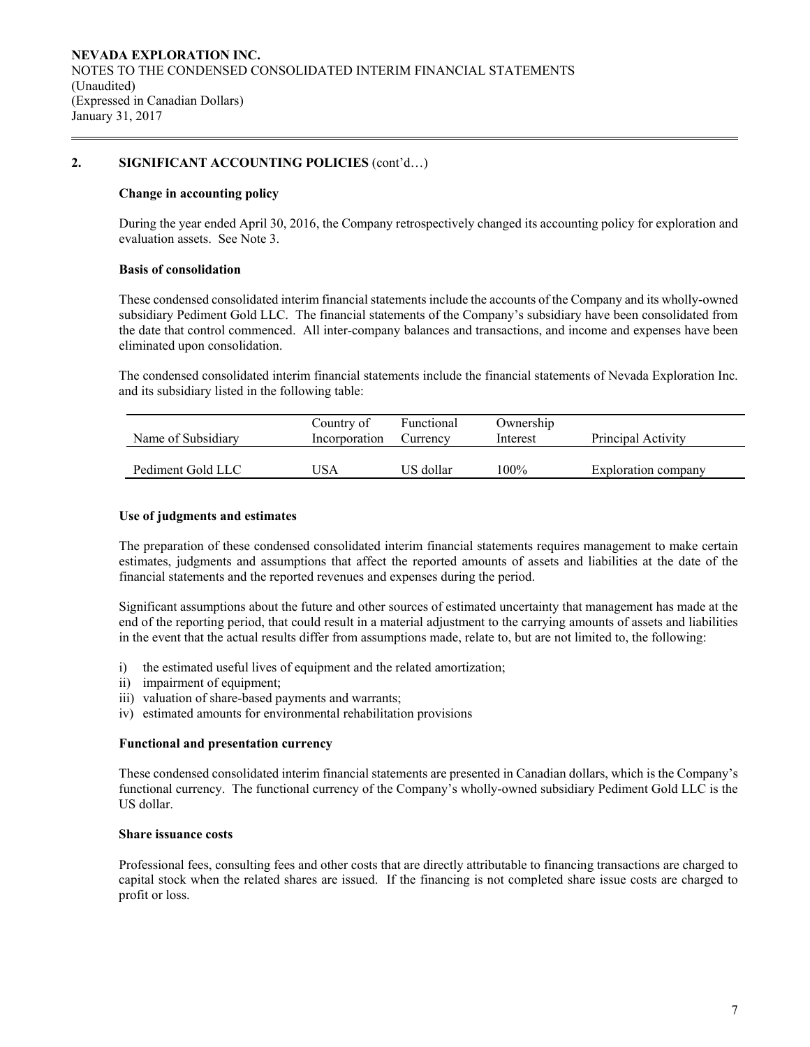## 2. SIGNIFICANT ACCOUNTING POLICIES (cont'd…)

### Change in accounting policy

During the year ended April 30, 2016, the Company retrospectively changed its accounting policy for exploration and evaluation assets. See Note 3.

### Basis of consolidation

These condensed consolidated interim financial statements include the accounts of the Company and its wholly-owned subsidiary Pediment Gold LLC. The financial statements of the Company's subsidiary have been consolidated from the date that control commenced. All inter-company balances and transactions, and income and expenses have been eliminated upon consolidation.

The condensed consolidated interim financial statements include the financial statements of Nevada Exploration Inc. and its subsidiary listed in the following table:

| Name of Subsidiary | Country of Incorporation | Functional Currency | Ownership Interest | Principal Activity |
|---|---|---|---|---|
| Pediment Gold LLC | USA | US dollar | 100% | Exploration company |

### Use of judgments and estimates

The preparation of these condensed consolidated interim financial statements requires management to make certain estimates, judgments and assumptions that affect the reported amounts of assets and liabilities at the date of the financial statements and the reported revenues and expenses during the period.

Significant assumptions about the future and other sources of estimated uncertainty that management has made at the end of the reporting period, that could result in a material adjustment to the carrying amounts of assets and liabilities in the event that the actual results differ from assumptions made, relate to, but are not limited to, the following:

i) the estimated useful lives of equipment and the related amortization;
ii) impairment of equipment;
iii) valuation of share-based payments and warrants;
iv) estimated amounts for environmental rehabilitation provisions

### Functional and presentation currency

These condensed consolidated interim financial statements are presented in Canadian dollars, which is the Company's functional currency. The functional currency of the Company's wholly-owned subsidiary Pediment Gold LLC is the US dollar.

### Share issuance costs

Professional fees, consulting fees and other costs that are directly attributable to financing transactions are charged to capital stock when the related shares are issued. If the financing is not completed share issue costs are charged to profit or loss.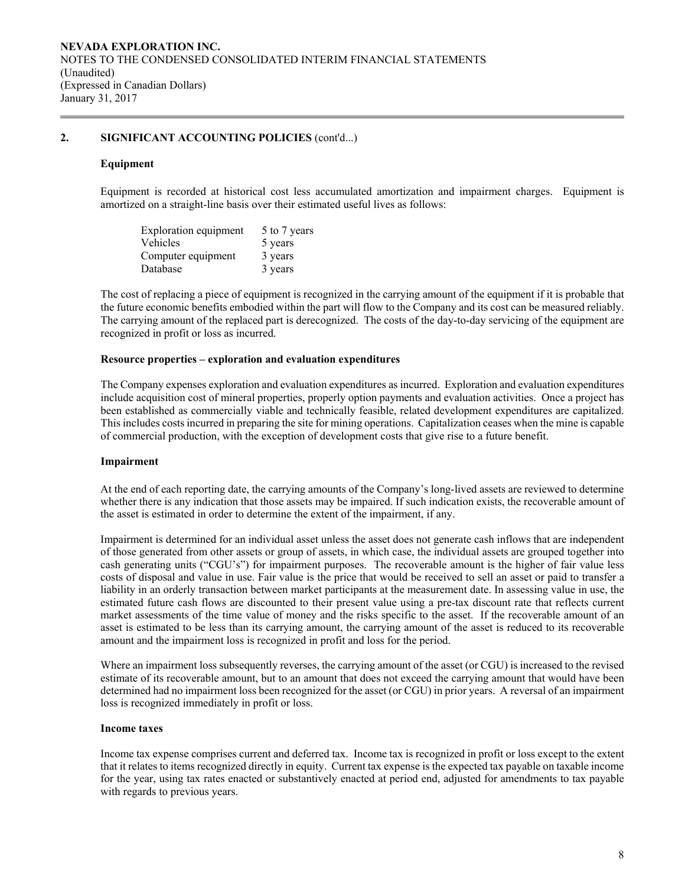## 2. SIGNIFICANT ACCOUNTING POLICIES (cont'd...)

### Equipment

Equipment is recorded at historical cost less accumulated amortization and impairment charges. Equipment is amortized on a straight-line basis over their estimated useful lives as follows:

| | |
|---|---|
| Exploration equipment | 5 to 7 years |
| Vehicles | 5 years |
| Computer equipment | 3 years |
| Database | 3 years |

The cost of replacing a piece of equipment is recognized in the carrying amount of the equipment if it is probable that the future economic benefits embodied within the part will flow to the Company and its cost can be measured reliably. The carrying amount of the replaced part is derecognized. The costs of the day-to-day servicing of the equipment are recognized in profit or loss as incurred.

### Resource properties – exploration and evaluation expenditures

The Company expenses exploration and evaluation expenditures as incurred. Exploration and evaluation expenditures include acquisition cost of mineral properties, properly option payments and evaluation activities. Once a project has been established as commercially viable and technically feasible, related development expenditures are capitalized. This includes costs incurred in preparing the site for mining operations. Capitalization ceases when the mine is capable of commercial production, with the exception of development costs that give rise to a future benefit.

### Impairment

At the end of each reporting date, the carrying amounts of the Company's long-lived assets are reviewed to determine whether there is any indication that those assets may be impaired. If such indication exists, the recoverable amount of the asset is estimated in order to determine the extent of the impairment, if any.

Impairment is determined for an individual asset unless the asset does not generate cash inflows that are independent of those generated from other assets or group of assets, in which case, the individual assets are grouped together into cash generating units ("CGU's") for impairment purposes. The recoverable amount is the higher of fair value less costs of disposal and value in use. Fair value is the price that would be received to sell an asset or paid to transfer a liability in an orderly transaction between market participants at the measurement date. In assessing value in use, the estimated future cash flows are discounted to their present value using a pre-tax discount rate that reflects current market assessments of the time value of money and the risks specific to the asset. If the recoverable amount of an asset is estimated to be less than its carrying amount, the carrying amount of the asset is reduced to its recoverable amount and the impairment loss is recognized in profit and loss for the period.

Where an impairment loss subsequently reverses, the carrying amount of the asset (or CGU) is increased to the revised estimate of its recoverable amount, but to an amount that does not exceed the carrying amount that would have been determined had no impairment loss been recognized for the asset (or CGU) in prior years. A reversal of an impairment loss is recognized immediately in profit or loss.

### Income taxes

Income tax expense comprises current and deferred tax. Income tax is recognized in profit or loss except to the extent that it relates to items recognized directly in equity. Current tax expense is the expected tax payable on taxable income for the year, using tax rates enacted or substantively enacted at period end, adjusted for amendments to tax payable with regards to previous years.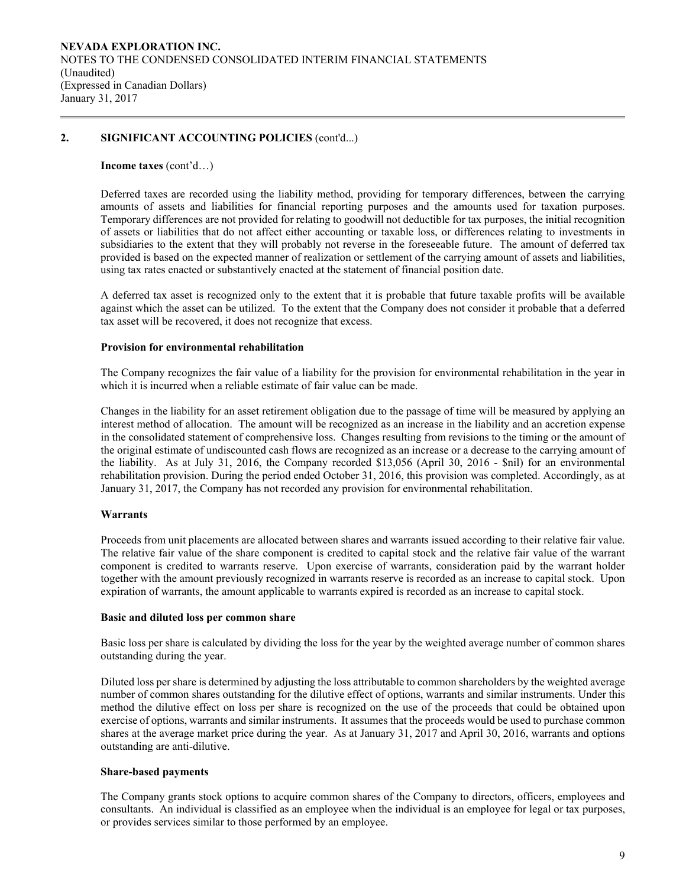## 2. SIGNIFICANT ACCOUNTING POLICIES (cont'd...)

**Income taxes** (cont'd…)

Deferred taxes are recorded using the liability method, providing for temporary differences, between the carrying amounts of assets and liabilities for financial reporting purposes and the amounts used for taxation purposes. Temporary differences are not provided for relating to goodwill not deductible for tax purposes, the initial recognition of assets or liabilities that do not affect either accounting or taxable loss, or differences relating to investments in subsidiaries to the extent that they will probably not reverse in the foreseeable future. The amount of deferred tax provided is based on the expected manner of realization or settlement of the carrying amount of assets and liabilities, using tax rates enacted or substantively enacted at the statement of financial position date.

A deferred tax asset is recognized only to the extent that it is probable that future taxable profits will be available against which the asset can be utilized. To the extent that the Company does not consider it probable that a deferred tax asset will be recovered, it does not recognize that excess.

**Provision for environmental rehabilitation**

The Company recognizes the fair value of a liability for the provision for environmental rehabilitation in the year in which it is incurred when a reliable estimate of fair value can be made.

Changes in the liability for an asset retirement obligation due to the passage of time will be measured by applying an interest method of allocation. The amount will be recognized as an increase in the liability and an accretion expense in the consolidated statement of comprehensive loss. Changes resulting from revisions to the timing or the amount of the original estimate of undiscounted cash flows are recognized as an increase or a decrease to the carrying amount of the liability. As at July 31, 2016, the Company recorded $13,056 (April 30, 2016 - $nil) for an environmental rehabilitation provision. During the period ended October 31, 2016, this provision was completed. Accordingly, as at January 31, 2017, the Company has not recorded any provision for environmental rehabilitation.

**Warrants**

Proceeds from unit placements are allocated between shares and warrants issued according to their relative fair value. The relative fair value of the share component is credited to capital stock and the relative fair value of the warrant component is credited to warrants reserve. Upon exercise of warrants, consideration paid by the warrant holder together with the amount previously recognized in warrants reserve is recorded as an increase to capital stock. Upon expiration of warrants, the amount applicable to warrants expired is recorded as an increase to capital stock.

**Basic and diluted loss per common share**

Basic loss per share is calculated by dividing the loss for the year by the weighted average number of common shares outstanding during the year.

Diluted loss per share is determined by adjusting the loss attributable to common shareholders by the weighted average number of common shares outstanding for the dilutive effect of options, warrants and similar instruments. Under this method the dilutive effect on loss per share is recognized on the use of the proceeds that could be obtained upon exercise of options, warrants and similar instruments. It assumes that the proceeds would be used to purchase common shares at the average market price during the year. As at January 31, 2017 and April 30, 2016, warrants and options outstanding are anti-dilutive.

**Share-based payments**

The Company grants stock options to acquire common shares of the Company to directors, officers, employees and consultants. An individual is classified as an employee when the individual is an employee for legal or tax purposes, or provides services similar to those performed by an employee.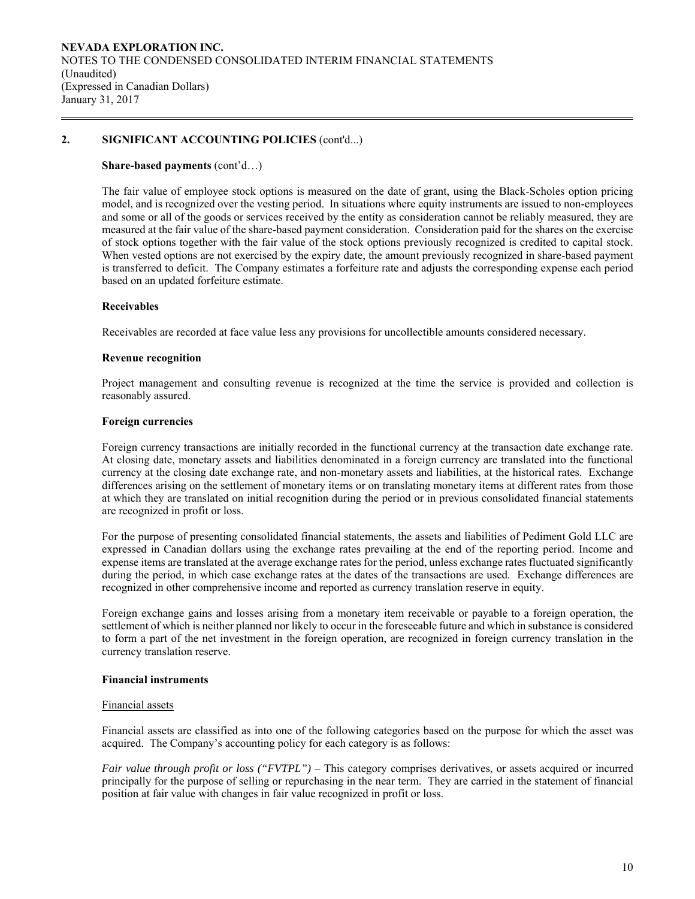## 2. SIGNIFICANT ACCOUNTING POLICIES (cont'd...)

**Share-based payments** (cont'd…)

The fair value of employee stock options is measured on the date of grant, using the Black-Scholes option pricing model, and is recognized over the vesting period. In situations where equity instruments are issued to non-employees and some or all of the goods or services received by the entity as consideration cannot be reliably measured, they are measured at the fair value of the share-based payment consideration. Consideration paid for the shares on the exercise of stock options together with the fair value of the stock options previously recognized is credited to capital stock. When vested options are not exercised by the expiry date, the amount previously recognized in share-based payment is transferred to deficit. The Company estimates a forfeiture rate and adjusts the corresponding expense each period based on an updated forfeiture estimate.

**Receivables**

Receivables are recorded at face value less any provisions for uncollectible amounts considered necessary.

**Revenue recognition**

Project management and consulting revenue is recognized at the time the service is provided and collection is reasonably assured.

**Foreign currencies**

Foreign currency transactions are initially recorded in the functional currency at the transaction date exchange rate. At closing date, monetary assets and liabilities denominated in a foreign currency are translated into the functional currency at the closing date exchange rate, and non-monetary assets and liabilities, at the historical rates. Exchange differences arising on the settlement of monetary items or on translating monetary items at different rates from those at which they are translated on initial recognition during the period or in previous consolidated financial statements are recognized in profit or loss.

For the purpose of presenting consolidated financial statements, the assets and liabilities of Pediment Gold LLC are expressed in Canadian dollars using the exchange rates prevailing at the end of the reporting period. Income and expense items are translated at the average exchange rates for the period, unless exchange rates fluctuated significantly during the period, in which case exchange rates at the dates of the transactions are used. Exchange differences are recognized in other comprehensive income and reported as currency translation reserve in equity.

Foreign exchange gains and losses arising from a monetary item receivable or payable to a foreign operation, the settlement of which is neither planned nor likely to occur in the foreseeable future and which in substance is considered to form a part of the net investment in the foreign operation, are recognized in foreign currency translation in the currency translation reserve.

**Financial instruments**

Financial assets

Financial assets are classified as into one of the following categories based on the purpose for which the asset was acquired. The Company's accounting policy for each category is as follows:

*Fair value through profit or loss ("FVTPL")* – This category comprises derivatives, or assets acquired or incurred principally for the purpose of selling or repurchasing in the near term. They are carried in the statement of financial position at fair value with changes in fair value recognized in profit or loss.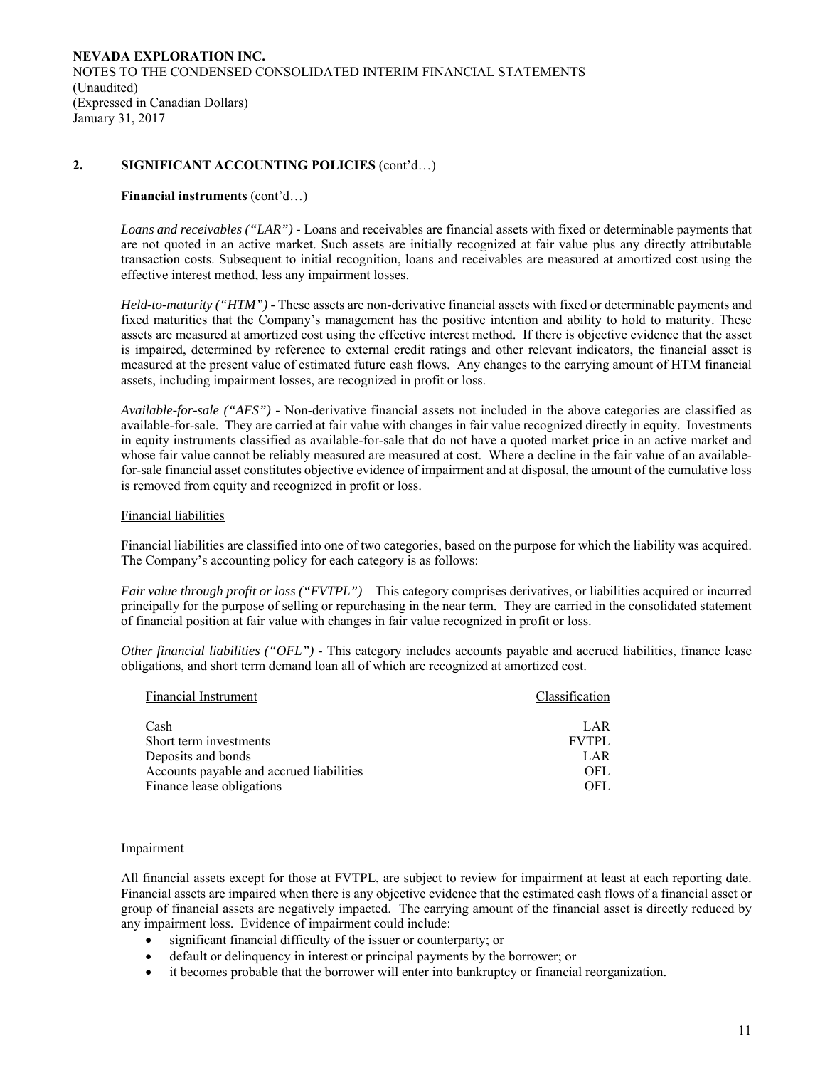## 2. SIGNIFICANT ACCOUNTING POLICIES (cont'd…)

**Financial instruments** (cont'd…)

*Loans and receivables ("LAR")* - Loans and receivables are financial assets with fixed or determinable payments that are not quoted in an active market. Such assets are initially recognized at fair value plus any directly attributable transaction costs. Subsequent to initial recognition, loans and receivables are measured at amortized cost using the effective interest method, less any impairment losses.

*Held-to-maturity ("HTM")* - These assets are non-derivative financial assets with fixed or determinable payments and fixed maturities that the Company's management has the positive intention and ability to hold to maturity. These assets are measured at amortized cost using the effective interest method. If there is objective evidence that the asset is impaired, determined by reference to external credit ratings and other relevant indicators, the financial asset is measured at the present value of estimated future cash flows. Any changes to the carrying amount of HTM financial assets, including impairment losses, are recognized in profit or loss.

*Available-for-sale ("AFS")* - Non-derivative financial assets not included in the above categories are classified as available-for-sale. They are carried at fair value with changes in fair value recognized directly in equity. Investments in equity instruments classified as available-for-sale that do not have a quoted market price in an active market and whose fair value cannot be reliably measured are measured at cost. Where a decline in the fair value of an available-for-sale financial asset constitutes objective evidence of impairment and at disposal, the amount of the cumulative loss is removed from equity and recognized in profit or loss.

Financial liabilities

Financial liabilities are classified into one of two categories, based on the purpose for which the liability was acquired. The Company's accounting policy for each category is as follows:

*Fair value through profit or loss ("FVTPL")* – This category comprises derivatives, or liabilities acquired or incurred principally for the purpose of selling or repurchasing in the near term. They are carried in the consolidated statement of financial position at fair value with changes in fair value recognized in profit or loss.

*Other financial liabilities ("OFL")* - This category includes accounts payable and accrued liabilities, finance lease obligations, and short term demand loan all of which are recognized at amortized cost.

| Financial Instrument | Classification |
|---|---|
| Cash | LAR |
| Short term investments | FVTPL |
| Deposits and bonds | LAR |
| Accounts payable and accrued liabilities | OFL |
| Finance lease obligations | OFL |

Impairment

All financial assets except for those at FVTPL, are subject to review for impairment at least at each reporting date. Financial assets are impaired when there is any objective evidence that the estimated cash flows of a financial asset or group of financial assets are negatively impacted. The carrying amount of the financial asset is directly reduced by any impairment loss. Evidence of impairment could include:

- significant financial difficulty of the issuer or counterparty; or
- default or delinquency in interest or principal payments by the borrower; or
- it becomes probable that the borrower will enter into bankruptcy or financial reorganization.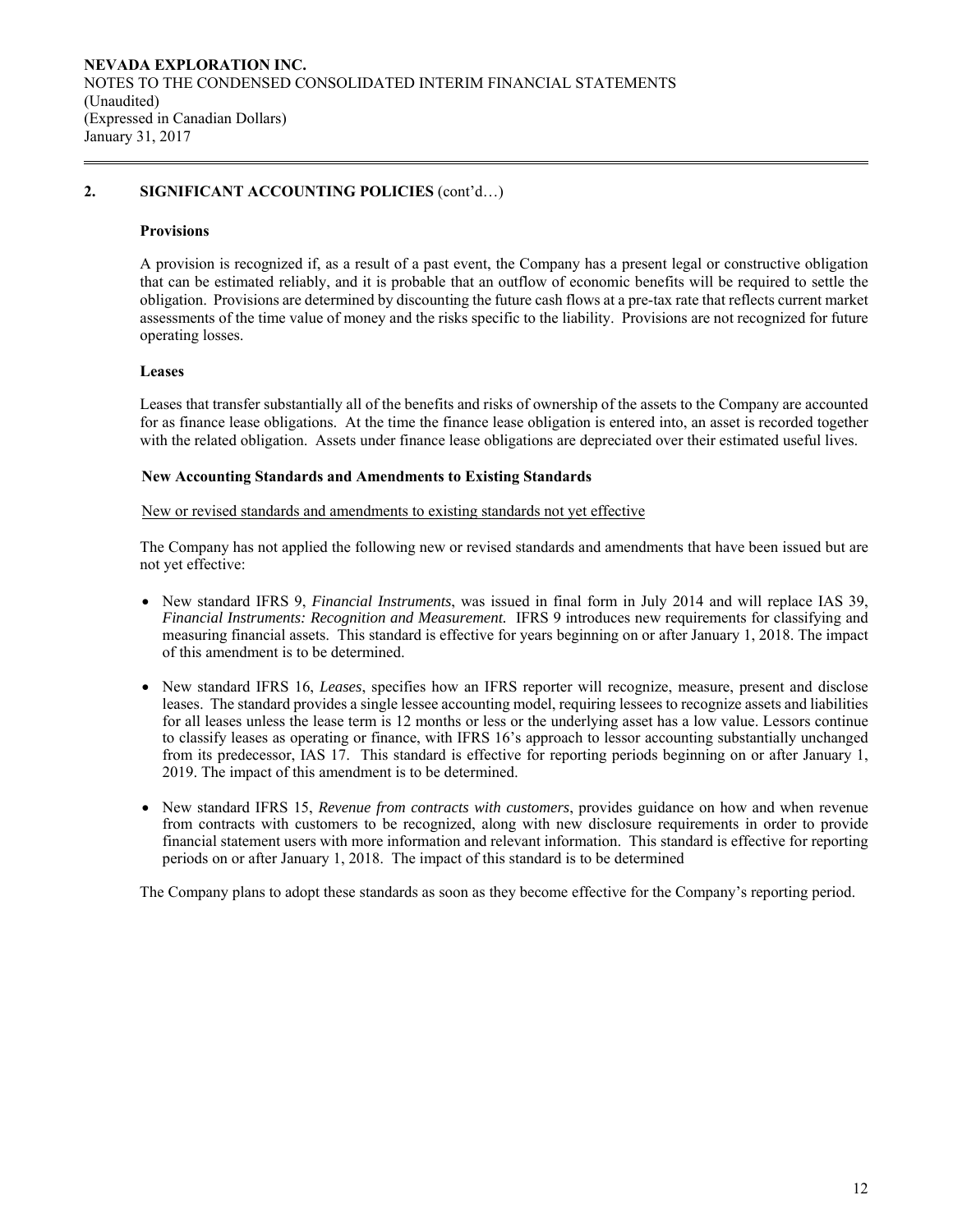## 2. SIGNIFICANT ACCOUNTING POLICIES (cont'd…)

### Provisions

A provision is recognized if, as a result of a past event, the Company has a present legal or constructive obligation that can be estimated reliably, and it is probable that an outflow of economic benefits will be required to settle the obligation. Provisions are determined by discounting the future cash flows at a pre-tax rate that reflects current market assessments of the time value of money and the risks specific to the liability. Provisions are not recognized for future operating losses.

### Leases

Leases that transfer substantially all of the benefits and risks of ownership of the assets to the Company are accounted for as finance lease obligations. At the time the finance lease obligation is entered into, an asset is recorded together with the related obligation. Assets under finance lease obligations are depreciated over their estimated useful lives.

### New Accounting Standards and Amendments to Existing Standards

New or revised standards and amendments to existing standards not yet effective

The Company has not applied the following new or revised standards and amendments that have been issued but are not yet effective:

- New standard IFRS 9, *Financial Instruments*, was issued in final form in July 2014 and will replace IAS 39, *Financial Instruments: Recognition and Measurement.* IFRS 9 introduces new requirements for classifying and measuring financial assets. This standard is effective for years beginning on or after January 1, 2018. The impact of this amendment is to be determined.

- New standard IFRS 16, *Leases*, specifies how an IFRS reporter will recognize, measure, present and disclose leases. The standard provides a single lessee accounting model, requiring lessees to recognize assets and liabilities for all leases unless the lease term is 12 months or less or the underlying asset has a low value. Lessors continue to classify leases as operating or finance, with IFRS 16's approach to lessor accounting substantially unchanged from its predecessor, IAS 17. This standard is effective for reporting periods beginning on or after January 1, 2019. The impact of this amendment is to be determined.

- New standard IFRS 15, *Revenue from contracts with customers*, provides guidance on how and when revenue from contracts with customers to be recognized, along with new disclosure requirements in order to provide financial statement users with more information and relevant information. This standard is effective for reporting periods on or after January 1, 2018. The impact of this standard is to be determined

The Company plans to adopt these standards as soon as they become effective for the Company's reporting period.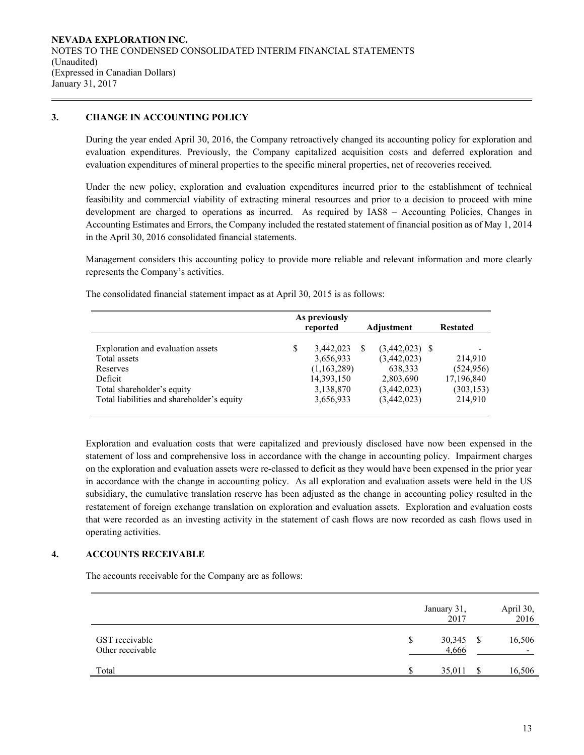NEVADA EXPLORATION INC.
NOTES TO THE CONDENSED CONSOLIDATED INTERIM FINANCIAL STATEMENTS
(Unaudited)
(Expressed in Canadian Dollars)
January 31, 2017

## 3. CHANGE IN ACCOUNTING POLICY

During the year ended April 30, 2016, the Company retroactively changed its accounting policy for exploration and evaluation expenditures. Previously, the Company capitalized acquisition costs and deferred exploration and evaluation expenditures of mineral properties to the specific mineral properties, net of recoveries received.

Under the new policy, exploration and evaluation expenditures incurred prior to the establishment of technical feasibility and commercial viability of extracting mineral resources and prior to a decision to proceed with mine development are charged to operations as incurred. As required by IAS8 – Accounting Policies, Changes in Accounting Estimates and Errors, the Company included the restated statement of financial position as of May 1, 2014 in the April 30, 2016 consolidated financial statements.

Management considers this accounting policy to provide more reliable and relevant information and more clearly represents the Company's activities.

The consolidated financial statement impact as at April 30, 2015 is as follows:

| | As previously reported | Adjustment | Restated |
|---|---|---|---|
| Exploration and evaluation assets | $ 3,442,023 | $ (3,442,023) | $ - |
| Total assets | 3,656,933 | (3,442,023) | 214,910 |
| Reserves | (1,163,289) | 638,333 | (524,956) |
| Deficit | 14,393,150 | 2,803,690 | 17,196,840 |
| Total shareholder's equity | 3,138,870 | (3,442,023) | (303,153) |
| Total liabilities and shareholder's equity | 3,656,933 | (3,442,023) | 214,910 |

Exploration and evaluation costs that were capitalized and previously disclosed have now been expensed in the statement of loss and comprehensive loss in accordance with the change in accounting policy. Impairment charges on the exploration and evaluation assets were re-classed to deficit as they would have been expensed in the prior year in accordance with the change in accounting policy. As all exploration and evaluation assets were held in the US subsidiary, the cumulative translation reserve has been adjusted as the change in accounting policy resulted in the restatement of foreign exchange translation on exploration and evaluation assets. Exploration and evaluation costs that were recorded as an investing activity in the statement of cash flows are now recorded as cash flows used in operating activities.

## 4. ACCOUNTS RECEIVABLE

The accounts receivable for the Company are as follows:

| | January 31, 2017 | April 30, 2016 |
|---|---|---|
| GST receivable | $ 30,345 | $ 16,506 |
| Other receivable | 4,666 | - |
| Total | $ 35,011 | $ 16,506 |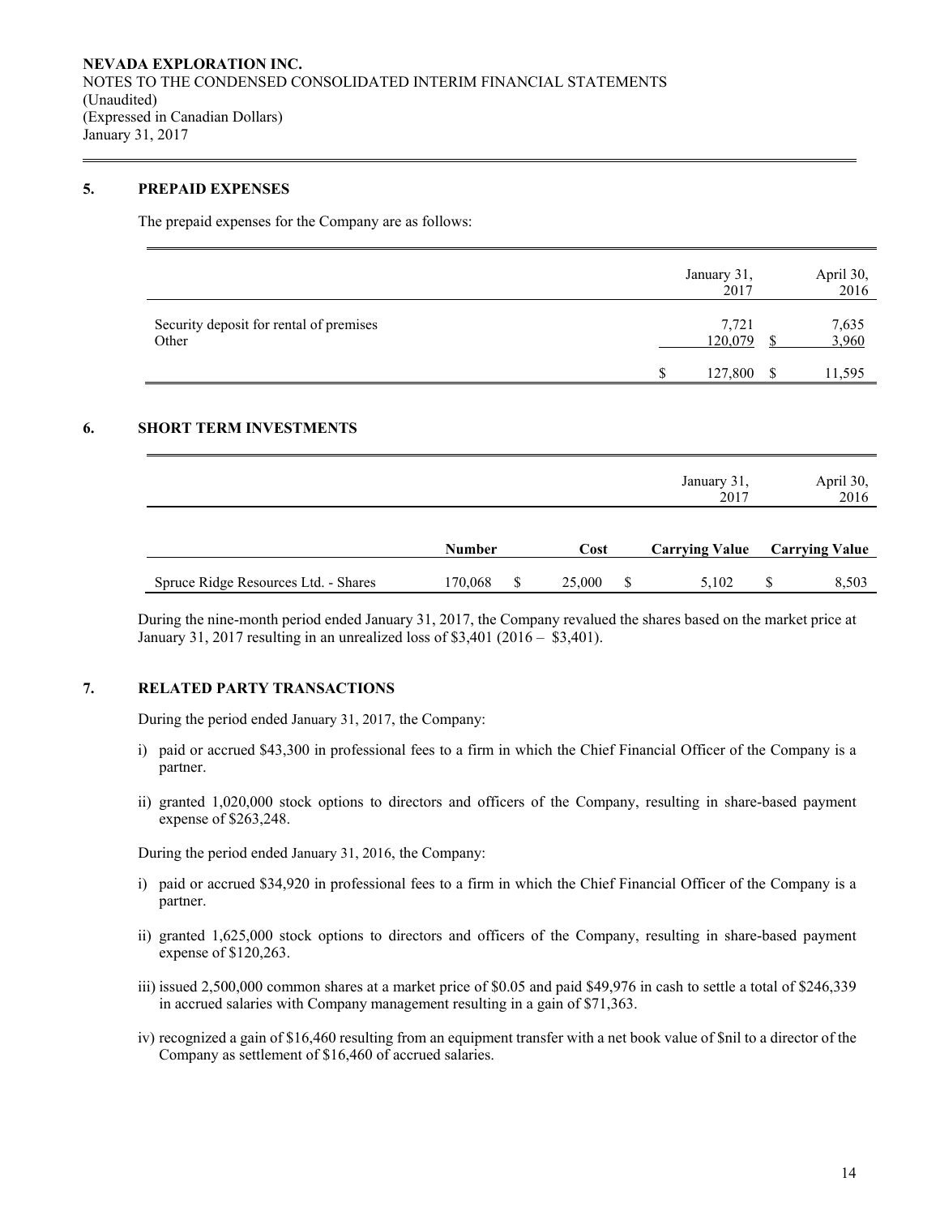NEVADA EXPLORATION INC.
NOTES TO THE CONDENSED CONSOLIDATED INTERIM FINANCIAL STATEMENTS
(Unaudited)
(Expressed in Canadian Dollars)
January 31, 2017

## 5. PREPAID EXPENSES

The prepaid expenses for the Company are as follows:

| | January 31, 2017 | April 30, 2016 |
|---|---|---|
| Security deposit for rental of premises | 7,721 | 7,635 |
| Other | 120,079 | $ 3,960 |
| | $ 127,800 | $ 11,595 |

## 6. SHORT TERM INVESTMENTS

| | | | January 31, 2017 | April 30, 2016 |
|---|---|---|---|---|
| | **Number** | **Cost** | **Carrying Value** | **Carrying Value** |
| Spruce Ridge Resources Ltd. - Shares | 170,068 | $ 25,000 | $ 5,102 | $ 8,503 |

During the nine-month period ended January 31, 2017, the Company revalued the shares based on the market price at January 31, 2017 resulting in an unrealized loss of $3,401 (2016 – $3,401).

## 7. RELATED PARTY TRANSACTIONS

During the period ended January 31, 2017, the Company:

i) paid or accrued $43,300 in professional fees to a firm in which the Chief Financial Officer of the Company is a partner.

ii) granted 1,020,000 stock options to directors and officers of the Company, resulting in share-based payment expense of $263,248.

During the period ended January 31, 2016, the Company:

i) paid or accrued $34,920 in professional fees to a firm in which the Chief Financial Officer of the Company is a partner.

ii) granted 1,625,000 stock options to directors and officers of the Company, resulting in share-based payment expense of $120,263.

iii) issued 2,500,000 common shares at a market price of $0.05 and paid $49,976 in cash to settle a total of $246,339 in accrued salaries with Company management resulting in a gain of $71,363.

iv) recognized a gain of $16,460 resulting from an equipment transfer with a net book value of $nil to a director of the Company as settlement of $16,460 of accrued salaries.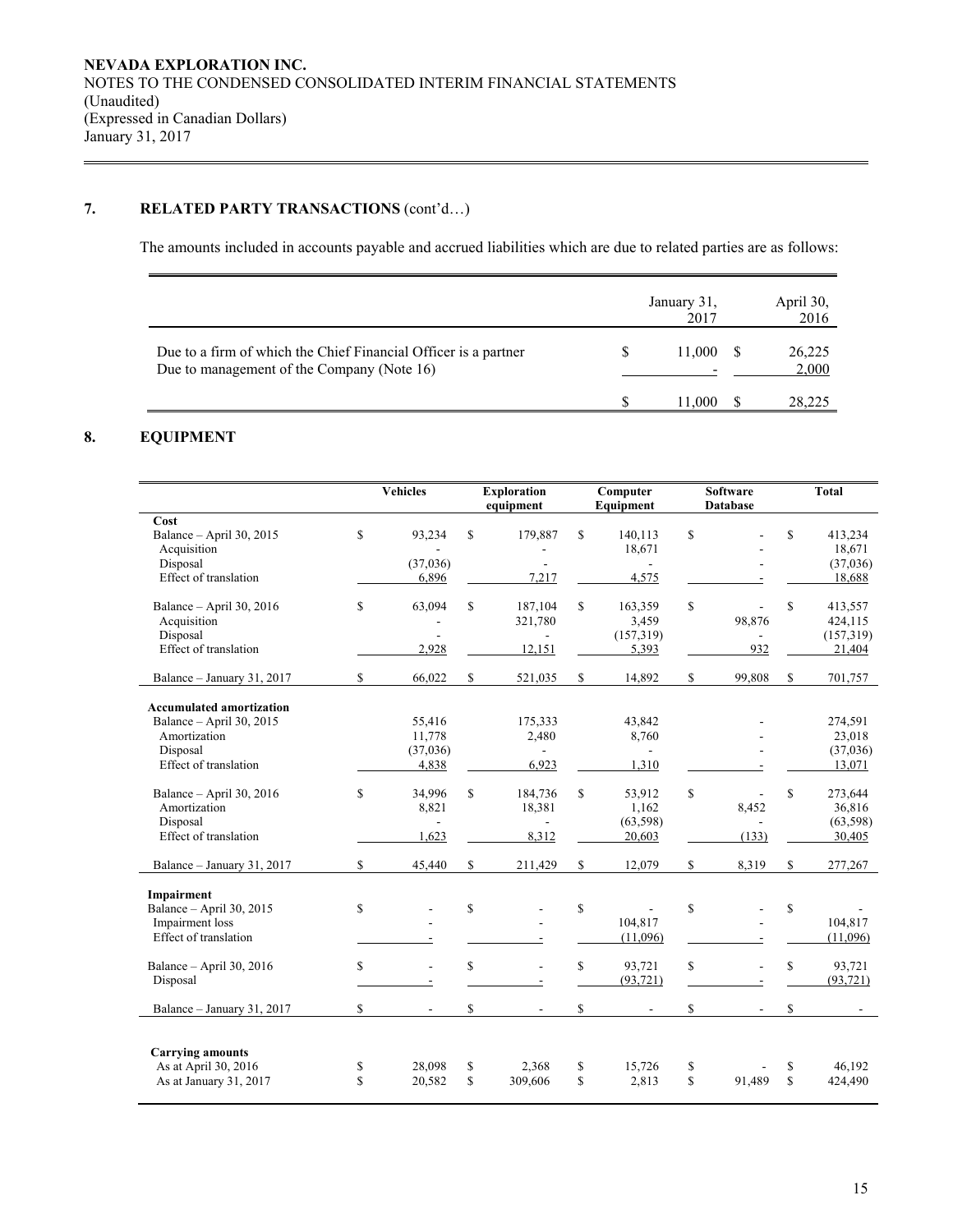**NEVADA EXPLORATION INC.**
NOTES TO THE CONDENSED CONSOLIDATED INTERIM FINANCIAL STATEMENTS
(Unaudited)
(Expressed in Canadian Dollars)
January 31, 2017

## 7. RELATED PARTY TRANSACTIONS (cont'd…)

The amounts included in accounts payable and accrued liabilities which are due to related parties are as follows:

| | January 31, 2017 | April 30, 2016 |
|---|---|---|
| Due to a firm of which the Chief Financial Officer is a partner | $ 11,000 | $ 26,225 |
| Due to management of the Company (Note 16) | - | 2,000 |
| | $ 11,000 | $ 28,225 |

## 8. EQUIPMENT

| | Vehicles | Exploration equipment | Computer Equipment | Software Database | Total |
|---|---|---|---|---|---|
| **Cost** | | | | | |
| Balance – April 30, 2015 | $ 93,234 | $ 179,887 | $ 140,113 | $ - | $ 413,234 |
| Acquisition | - | - | 18,671 | - | 18,671 |
| Disposal | (37,036) | - | - | - | (37,036) |
| Effect of translation | 6,896 | 7,217 | 4,575 | - | 18,688 |
| Balance – April 30, 2016 | $ 63,094 | $ 187,104 | $ 163,359 | $ - | $ 413,557 |
| Acquisition | - | 321,780 | 3,459 | 98,876 | 424,115 |
| Disposal | - | - | (157,319) | - | (157,319) |
| Effect of translation | 2,928 | 12,151 | 5,393 | 932 | 21,404 |
| Balance – January 31, 2017 | $ 66,022 | $ 521,035 | $ 14,892 | $ 99,808 | $ 701,757 |
| **Accumulated amortization** | | | | | |
| Balance – April 30, 2015 | 55,416 | 175,333 | 43,842 | - | 274,591 |
| Amortization | 11,778 | 2,480 | 8,760 | - | 23,018 |
| Disposal | (37,036) | - | - | - | (37,036) |
| Effect of translation | 4,838 | 6,923 | 1,310 | - | 13,071 |
| Balance – April 30, 2016 | $ 34,996 | $ 184,736 | $ 53,912 | $ - | $ 273,644 |
| Amortization | 8,821 | 18,381 | 1,162 | 8,452 | 36,816 |
| Disposal | - | - | (63,598) | - | (63,598) |
| Effect of translation | 1,623 | 8,312 | 20,603 | (133) | 30,405 |
| Balance – January 31, 2017 | $ 45,440 | $ 211,429 | $ 12,079 | $ 8,319 | $ 277,267 |
| **Impairment** | | | | | |
| Balance – April 30, 2015 | $ - | $ - | $ - | $ - | $ - |
| Impairment loss | - | - | 104,817 | - | 104,817 |
| Effect of translation | - | - | (11,096) | - | (11,096) |
| Balance – April 30, 2016 | $ - | $ - | $ 93,721 | $ - | $ 93,721 |
| Disposal | - | - | (93,721) | - | (93,721) |
| Balance – January 31, 2017 | $ - | $ - | $ - | $ - | $ - |
| **Carrying amounts** | | | | | |
| As at April 30, 2016 | $ 28,098 | $ 2,368 | $ 15,726 | $ - | $ 46,192 |
| As at January 31, 2017 | $ 20,582 | $ 309,606 | $ 2,813 | $ 91,489 | $ 424,490 |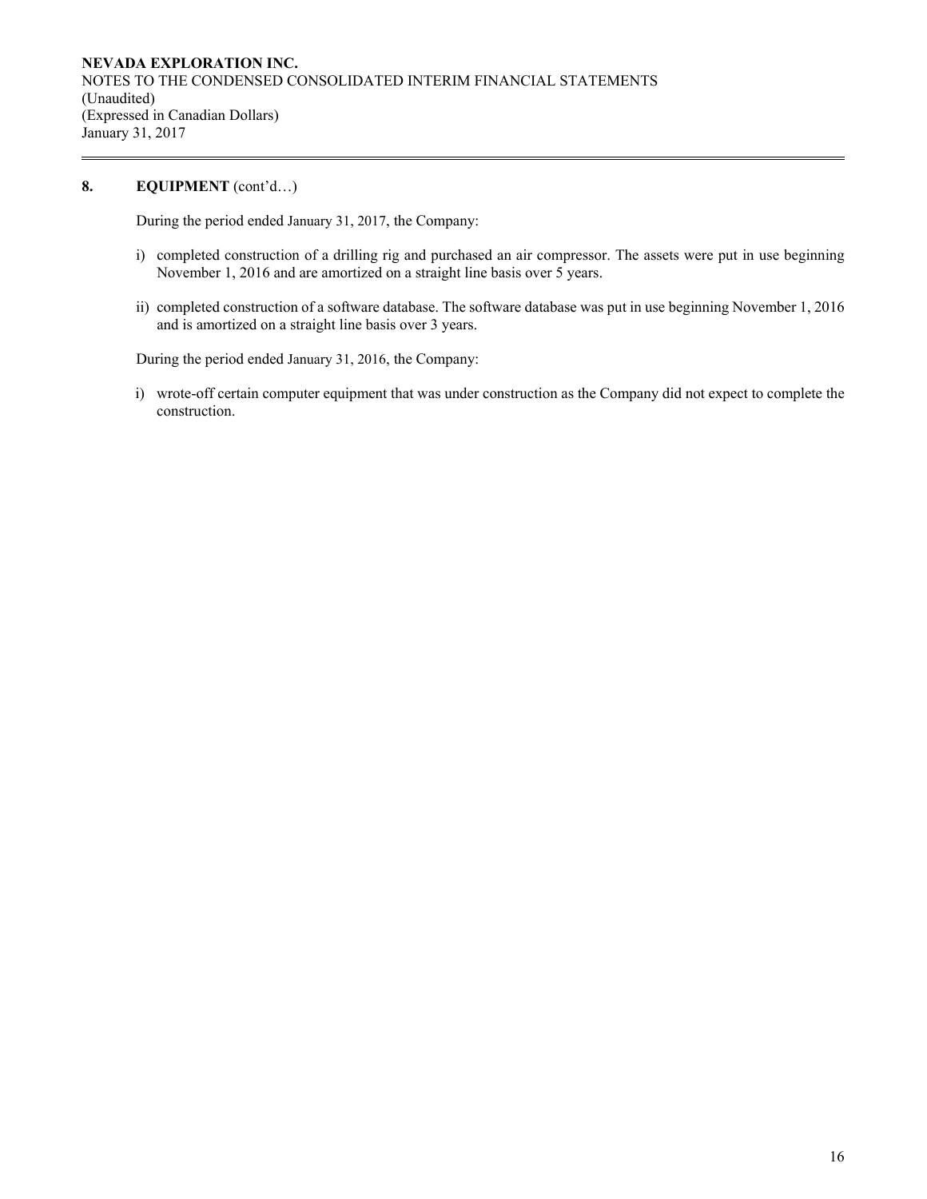## 8. EQUIPMENT (cont'd…)

During the period ended January 31, 2017, the Company:

i) completed construction of a drilling rig and purchased an air compressor. The assets were put in use beginning November 1, 2016 and are amortized on a straight line basis over 5 years.

ii) completed construction of a software database. The software database was put in use beginning November 1, 2016 and is amortized on a straight line basis over 3 years.

During the period ended January 31, 2016, the Company:

i) wrote-off certain computer equipment that was under construction as the Company did not expect to complete the construction.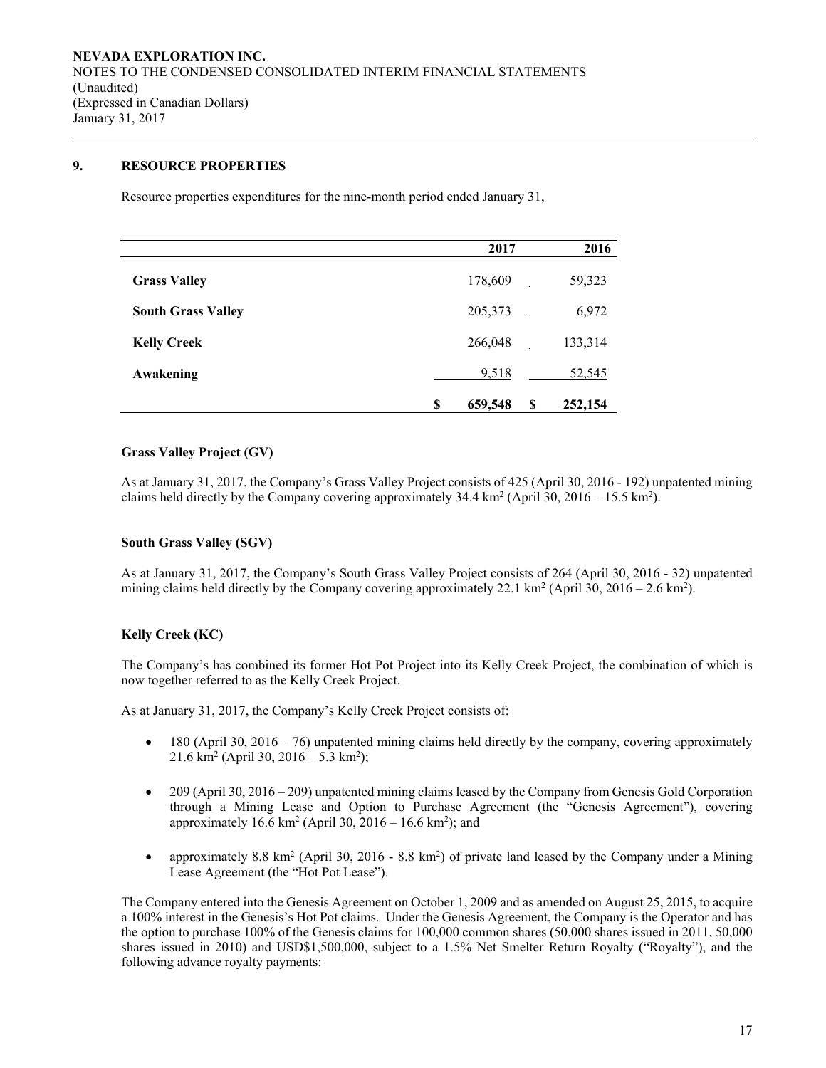## 9. RESOURCE PROPERTIES

Resource properties expenditures for the nine-month period ended January 31,

| | 2017 | 2016 |
|---|---|---|
| **Grass Valley** | 178,609 | 59,323 |
| **South Grass Valley** | 205,373 | 6,972 |
| **Kelly Creek** | 266,048 | 133,314 |
| **Awakening** | 9,518 | 52,545 |
| | $ 659,548 | $ 252,154 |

### Grass Valley Project (GV)

As at January 31, 2017, the Company's Grass Valley Project consists of 425 (April 30, 2016 - 192) unpatented mining claims held directly by the Company covering approximately 34.4 km$^2$ (April 30, 2016 – 15.5 km$^2$).

### South Grass Valley (SGV)

As at January 31, 2017, the Company's South Grass Valley Project consists of 264 (April 30, 2016 - 32) unpatented mining claims held directly by the Company covering approximately 22.1 km$^2$ (April 30, 2016 – 2.6 km$^2$).

### Kelly Creek (KC)

The Company's has combined its former Hot Pot Project into its Kelly Creek Project, the combination of which is now together referred to as the Kelly Creek Project.

As at January 31, 2017, the Company's Kelly Creek Project consists of:

- 180 (April 30, 2016 – 76) unpatented mining claims held directly by the company, covering approximately 21.6 km$^2$ (April 30, 2016 – 5.3 km$^2$);
- 209 (April 30, 2016 – 209) unpatented mining claims leased by the Company from Genesis Gold Corporation through a Mining Lease and Option to Purchase Agreement (the "Genesis Agreement"), covering approximately 16.6 km$^2$ (April 30, 2016 – 16.6 km$^2$); and
- approximately 8.8 km$^2$ (April 30, 2016 - 8.8 km$^2$) of private land leased by the Company under a Mining Lease Agreement (the "Hot Pot Lease").

The Company entered into the Genesis Agreement on October 1, 2009 and as amended on August 25, 2015, to acquire a 100% interest in the Genesis's Hot Pot claims. Under the Genesis Agreement, the Company is the Operator and has the option to purchase 100% of the Genesis claims for 100,000 common shares (50,000 shares issued in 2011, 50,000 shares issued in 2010) and USD$1,500,000, subject to a 1.5% Net Smelter Return Royalty ("Royalty"), and the following advance royalty payments: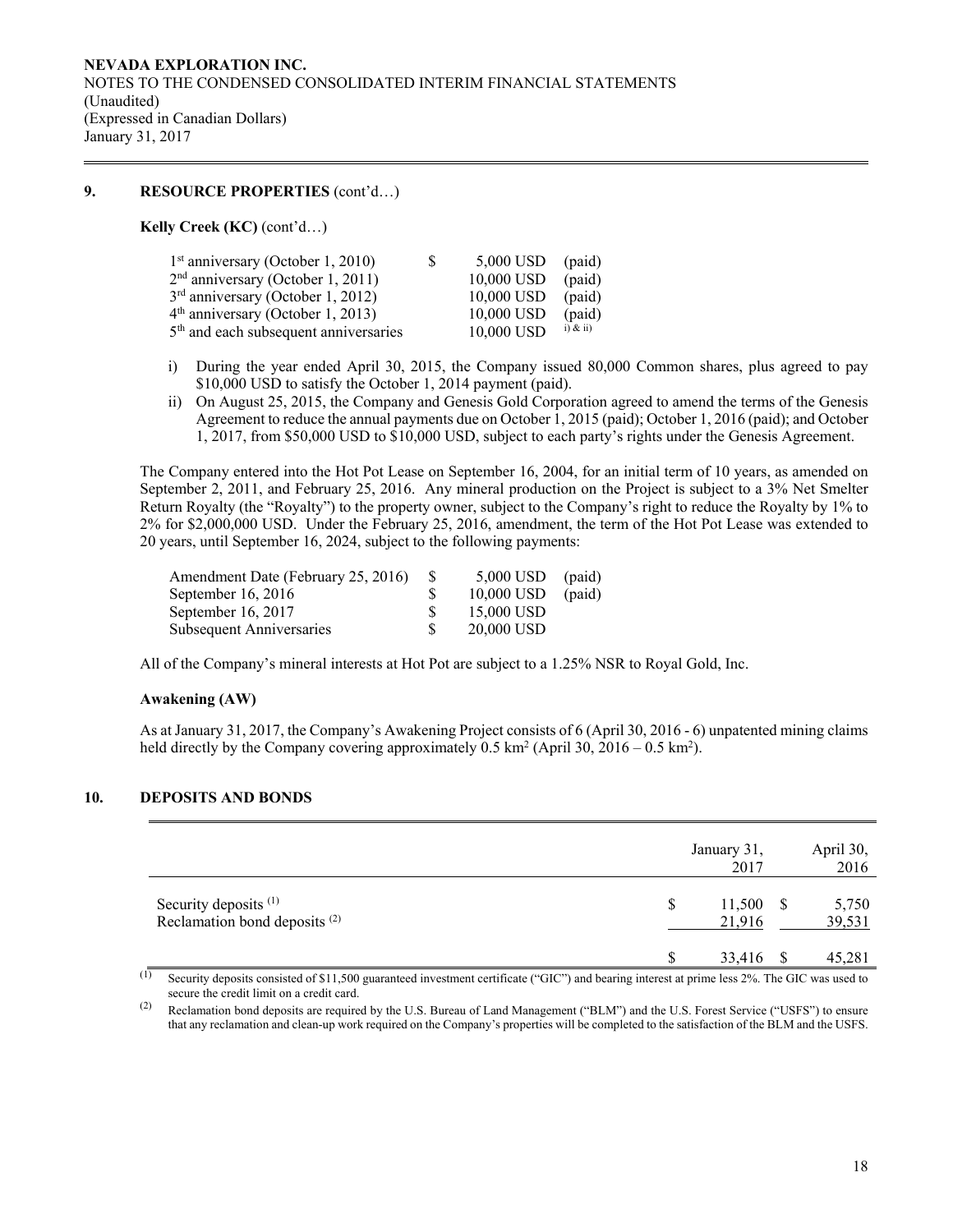## 9. RESOURCE PROPERTIES (cont'd…)

**Kelly Creek (KC)** (cont'd…)

| | | | |
|---|---|---|---|
| 1st anniversary (October 1, 2010) | $ | 5,000 USD | (paid) |
| 2nd anniversary (October 1, 2011) | | 10,000 USD | (paid) |
| 3rd anniversary (October 1, 2012) | | 10,000 USD | (paid) |
| 4th anniversary (October 1, 2013) | | 10,000 USD | (paid) |
| 5th and each subsequent anniversaries | | 10,000 USD | i) & ii) |

i) During the year ended April 30, 2015, the Company issued 80,000 Common shares, plus agreed to pay $10,000 USD to satisfy the October 1, 2014 payment (paid).

ii) On August 25, 2015, the Company and Genesis Gold Corporation agreed to amend the terms of the Genesis Agreement to reduce the annual payments due on October 1, 2015 (paid); October 1, 2016 (paid); and October 1, 2017, from $50,000 USD to $10,000 USD, subject to each party's rights under the Genesis Agreement.

The Company entered into the Hot Pot Lease on September 16, 2004, for an initial term of 10 years, as amended on September 2, 2011, and February 25, 2016. Any mineral production on the Project is subject to a 3% Net Smelter Return Royalty (the "Royalty") to the property owner, subject to the Company's right to reduce the Royalty by 1% to 2% for $2,000,000 USD. Under the February 25, 2016, amendment, the term of the Hot Pot Lease was extended to 20 years, until September 16, 2024, subject to the following payments:

| | | | |
|---|---|---|---|
| Amendment Date (February 25, 2016) | $ | 5,000 USD | (paid) |
| September 16, 2016 | $ | 10,000 USD | (paid) |
| September 16, 2017 | $ | 15,000 USD | |
| Subsequent Anniversaries | $ | 20,000 USD | |

All of the Company's mineral interests at Hot Pot are subject to a 1.25% NSR to Royal Gold, Inc.

**Awakening (AW)**

As at January 31, 2017, the Company's Awakening Project consists of 6 (April 30, 2016 - 6) unpatented mining claims held directly by the Company covering approximately 0.5 km² (April 30, 2016 – 0.5 km²).

## 10. DEPOSITS AND BONDS

| | | January 31, 2017 | | April 30, 2016 |
|---|---|---|---|---|
| Security deposits (1) | $ | 11,500 | $ | 5,750 |
| Reclamation bond deposits (2) | | 21,916 | | 39,531 |
| | $ | 33,416 | $ | 45,281 |

(1) Security deposits consisted of $11,500 guaranteed investment certificate ("GIC") and bearing interest at prime less 2%. The GIC was used to secure the credit limit on a credit card.

(2) Reclamation bond deposits are required by the U.S. Bureau of Land Management ("BLM") and the U.S. Forest Service ("USFS") to ensure that any reclamation and clean-up work required on the Company's properties will be completed to the satisfaction of the BLM and the USFS.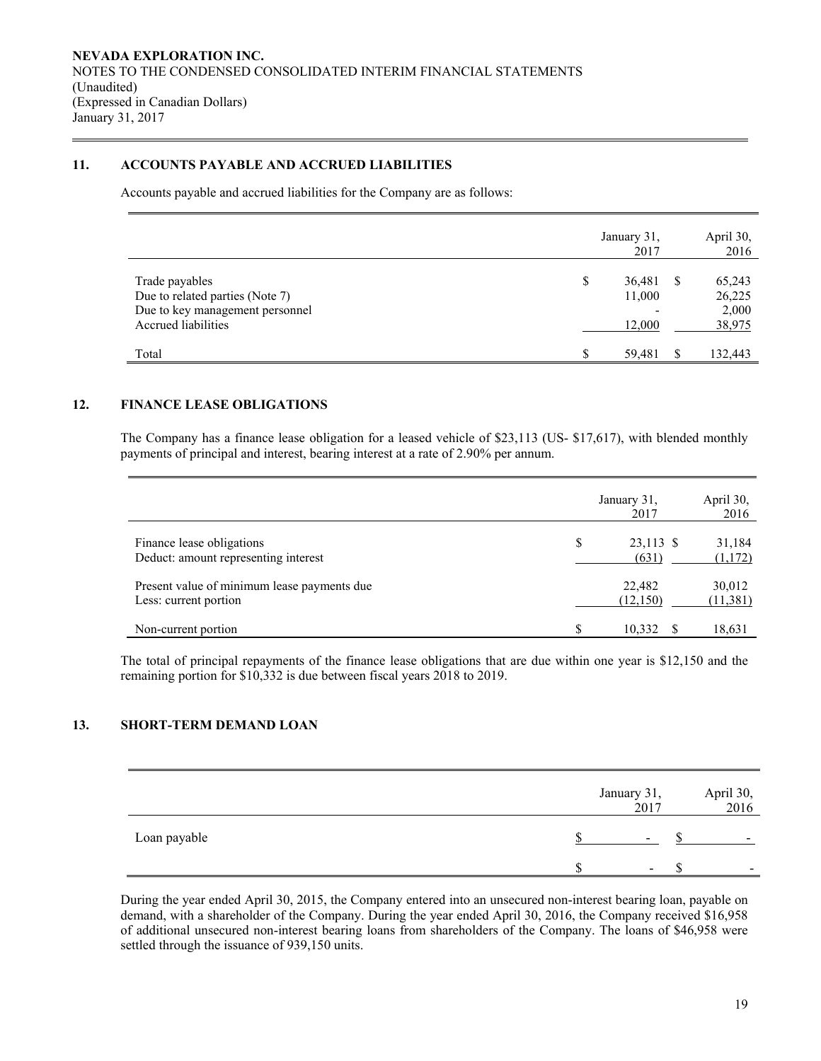## 11. ACCOUNTS PAYABLE AND ACCRUED LIABILITIES

Accounts payable and accrued liabilities for the Company are as follows:

| | January 31, 2017 | April 30, 2016 |
|---|---|---|
| Trade payables | $ 36,481 | $ 65,243 |
| Due to related parties (Note 7) | 11,000 | 26,225 |
| Due to key management personnel | - | 2,000 |
| Accrued liabilities | 12,000 | 38,975 |
| Total | $ 59,481 | $ 132,443 |

## 12. FINANCE LEASE OBLIGATIONS

The Company has a finance lease obligation for a leased vehicle of $23,113 (US- $17,617), with blended monthly payments of principal and interest, bearing interest at a rate of 2.90% per annum.

| | January 31, 2017 | April 30, 2016 |
|---|---|---|
| Finance lease obligations | $ 23,113 | $ 31,184 |
| Deduct: amount representing interest | (631) | (1,172) |
| Present value of minimum lease payments due | 22,482 | 30,012 |
| Less: current portion | (12,150) | (11,381) |
| Non-current portion | $ 10,332 | $ 18,631 |

The total of principal repayments of the finance lease obligations that are due within one year is $12,150 and the remaining portion for $10,332 is due between fiscal years 2018 to 2019.

## 13. SHORT-TERM DEMAND LOAN

| | January 31, 2017 | April 30, 2016 |
|---|---|---|
| Loan payable | $ - | $ - |
| | $ - | $ - |

During the year ended April 30, 2015, the Company entered into an unsecured non-interest bearing loan, payable on demand, with a shareholder of the Company. During the year ended April 30, 2016, the Company received $16,958 of additional unsecured non-interest bearing loans from shareholders of the Company. The loans of $46,958 were settled through the issuance of 939,150 units.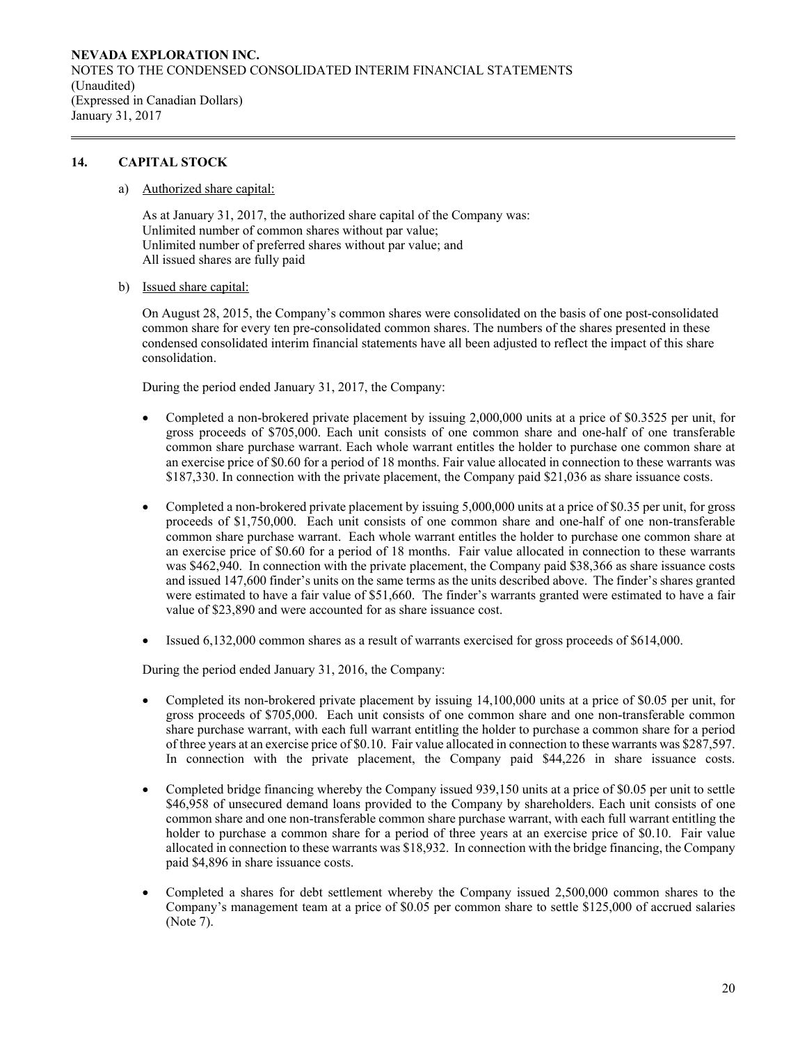## 14. CAPITAL STOCK

a) Authorized share capital:

As at January 31, 2017, the authorized share capital of the Company was:
Unlimited number of common shares without par value;
Unlimited number of preferred shares without par value; and
All issued shares are fully paid

b) Issued share capital:

On August 28, 2015, the Company's common shares were consolidated on the basis of one post-consolidated common share for every ten pre-consolidated common shares. The numbers of the shares presented in these condensed consolidated interim financial statements have all been adjusted to reflect the impact of this share consolidation.

During the period ended January 31, 2017, the Company:

- Completed a non-brokered private placement by issuing 2,000,000 units at a price of $0.3525 per unit, for gross proceeds of $705,000. Each unit consists of one common share and one-half of one transferable common share purchase warrant. Each whole warrant entitles the holder to purchase one common share at an exercise price of $0.60 for a period of 18 months. Fair value allocated in connection to these warrants was $187,330. In connection with the private placement, the Company paid $21,036 as share issuance costs.
- Completed a non-brokered private placement by issuing 5,000,000 units at a price of $0.35 per unit, for gross proceeds of $1,750,000. Each unit consists of one common share and one-half of one non-transferable common share purchase warrant. Each whole warrant entitles the holder to purchase one common share at an exercise price of $0.60 for a period of 18 months. Fair value allocated in connection to these warrants was $462,940. In connection with the private placement, the Company paid $38,366 as share issuance costs and issued 147,600 finder's units on the same terms as the units described above. The finder's shares granted were estimated to have a fair value of $51,660. The finder's warrants granted were estimated to have a fair value of $23,890 and were accounted for as share issuance cost.
- Issued 6,132,000 common shares as a result of warrants exercised for gross proceeds of $614,000.

During the period ended January 31, 2016, the Company:

- Completed its non-brokered private placement by issuing 14,100,000 units at a price of $0.05 per unit, for gross proceeds of $705,000. Each unit consists of one common share and one non-transferable common share purchase warrant, with each full warrant entitling the holder to purchase a common share for a period of three years at an exercise price of $0.10. Fair value allocated in connection to these warrants was $287,597. In connection with the private placement, the Company paid $44,226 in share issuance costs.
- Completed bridge financing whereby the Company issued 939,150 units at a price of $0.05 per unit to settle $46,958 of unsecured demand loans provided to the Company by shareholders. Each unit consists of one common share and one non-transferable common share purchase warrant, with each full warrant entitling the holder to purchase a common share for a period of three years at an exercise price of $0.10. Fair value allocated in connection to these warrants was $18,932. In connection with the bridge financing, the Company paid $4,896 in share issuance costs.
- Completed a shares for debt settlement whereby the Company issued 2,500,000 common shares to the Company's management team at a price of $0.05 per common share to settle $125,000 of accrued salaries (Note 7).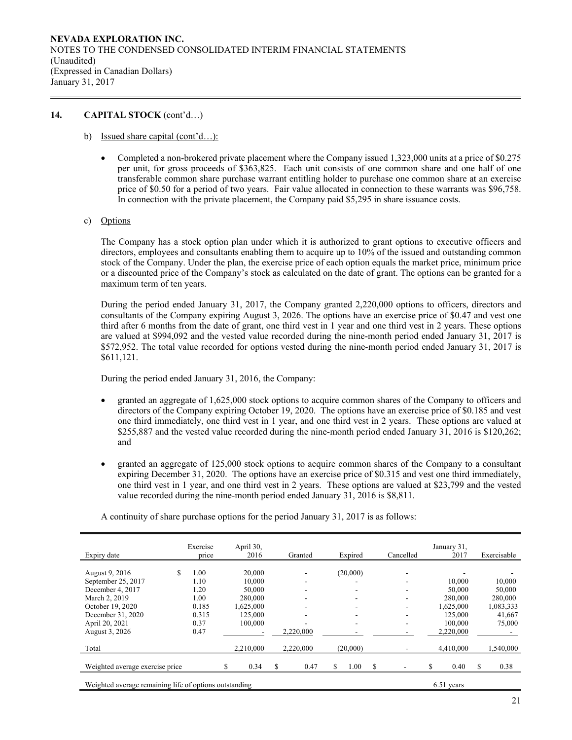**NEVADA EXPLORATION INC.**
NOTES TO THE CONDENSED CONSOLIDATED INTERIM FINANCIAL STATEMENTS
(Unaudited)
(Expressed in Canadian Dollars)
January 31, 2017

## 14. CAPITAL STOCK (cont'd…)

b) Issued share capital (cont'd…):

- Completed a non-brokered private placement where the Company issued 1,323,000 units at a price of \$0.275 per unit, for gross proceeds of \$363,825. Each unit consists of one common share and one half of one transferable common share purchase warrant entitling holder to purchase one common share at an exercise price of \$0.50 for a period of two years. Fair value allocated in connection to these warrants was \$96,758. In connection with the private placement, the Company paid \$5,295 in share issuance costs.

c) Options

The Company has a stock option plan under which it is authorized to grant options to executive officers and directors, employees and consultants enabling them to acquire up to 10% of the issued and outstanding common stock of the Company. Under the plan, the exercise price of each option equals the market price, minimum price or a discounted price of the Company's stock as calculated on the date of grant. The options can be granted for a maximum term of ten years.

During the period ended January 31, 2017, the Company granted 2,220,000 options to officers, directors and consultants of the Company expiring August 3, 2026. The options have an exercise price of \$0.47 and vest one third after 6 months from the date of grant, one third vest in 1 year and one third vest in 2 years. These options are valued at \$994,092 and the vested value recorded during the nine-month period ended January 31, 2017 is \$572,952. The total value recorded for options vested during the nine-month period ended January 31, 2017 is \$611,121.

During the period ended January 31, 2016, the Company:

- granted an aggregate of 1,625,000 stock options to acquire common shares of the Company to officers and directors of the Company expiring October 19, 2020. The options have an exercise price of \$0.185 and vest one third immediately, one third vest in 1 year, and one third vest in 2 years. These options are valued at \$255,887 and the vested value recorded during the nine-month period ended January 31, 2016 is \$120,262; and
- granted an aggregate of 125,000 stock options to acquire common shares of the Company to a consultant expiring December 31, 2020. The options have an exercise price of \$0.315 and vest one third immediately, one third vest in 1 year, and one third vest in 2 years. These options are valued at \$23,799 and the vested value recorded during the nine-month period ended January 31, 2016 is \$8,811.

A continuity of share purchase options for the period January 31, 2017 is as follows:

| Expiry date | Exercise price | April 30, 2016 | Granted | Expired | Cancelled | January 31, 2017 | Exercisable |
|---|---|---|---|---|---|---|---|
| August 9, 2016 | \$ 1.00 | 20,000 | - | (20,000) | - | - | - |
| September 25, 2017 | 1.10 | 10,000 | - | - | - | 10,000 | 10,000 |
| December 4, 2017 | 1.20 | 50,000 | - | - | - | 50,000 | 50,000 |
| March 2, 2019 | 1.00 | 280,000 | - | - | - | 280,000 | 280,000 |
| October 19, 2020 | 0.185 | 1,625,000 | - | - | - | 1,625,000 | 1,083,333 |
| December 31, 2020 | 0.315 | 125,000 | - | - | - | 125,000 | 41,667 |
| April 20, 2021 | 0.37 | 100,000 | - | - | - | 100,000 | 75,000 |
| August 3, 2026 | 0.47 | - | 2,220,000 | - | - | 2,220,000 | - |
| Total | | 2,210,000 | 2,220,000 | (20,000) | - | 4,410,000 | 1,540,000 |
| Weighted average exercise price | | \$ 0.34 | \$ 0.47 | \$ 1.00 | \$ - | \$ 0.40 | \$ 0.38 |
| Weighted average remaining life of options outstanding | | | | | | 6.51 years | |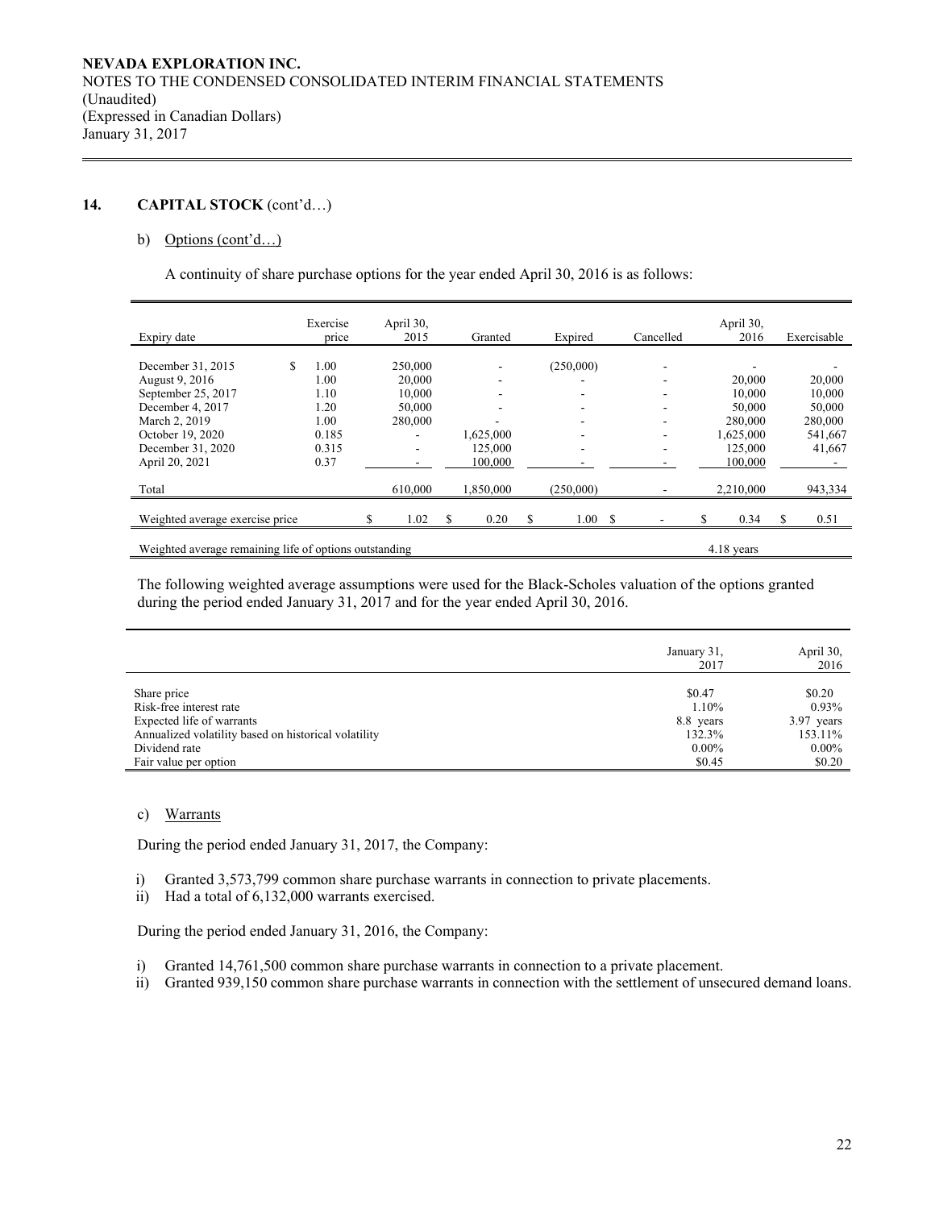## 14. CAPITAL STOCK (cont'd…)

### b) Options (cont'd…)

A continuity of share purchase options for the year ended April 30, 2016 is as follows:

| Expiry date | Exercise price | April 30, 2015 | Granted | Expired | Cancelled | April 30, 2016 | Exercisable |
|---|---|---|---|---|---|---|---|
| December 31, 2015 | $ 1.00 | 250,000 | - | (250,000) | - | - | - |
| August 9, 2016 | 1.00 | 20,000 | - | - | - | 20,000 | 20,000 |
| September 25, 2017 | 1.10 | 10,000 | - | - | - | 10,000 | 10,000 |
| December 4, 2017 | 1.20 | 50,000 | - | - | - | 50,000 | 50,000 |
| March 2, 2019 | 1.00 | 280,000 | - | - | - | 280,000 | 280,000 |
| October 19, 2020 | 0.185 | - | 1,625,000 | - | - | 1,625,000 | 541,667 |
| December 31, 2020 | 0.315 | - | 125,000 | - | - | 125,000 | 41,667 |
| April 20, 2021 | 0.37 | - | 100,000 | - | - | 100,000 | - |
| Total | | 610,000 | 1,850,000 | (250,000) | - | 2,210,000 | 943,334 |
| Weighted average exercise price | | $ 1.02 | $ 0.20 | $ 1.00 | $ - | $ 0.34 | $ 0.51 |
| Weighted average remaining life of options outstanding | | | | | | 4.18 years | |

The following weighted average assumptions were used for the Black-Scholes valuation of the options granted during the period ended January 31, 2017 and for the year ended April 30, 2016.

| | January 31, 2017 | April 30, 2016 |
|---|---|---|
| Share price | $0.47 | $0.20 |
| Risk-free interest rate | 1.10% | 0.93% |
| Expected life of warrants | 8.8 years | 3.97 years |
| Annualized volatility based on historical volatility | 132.3% | 153.11% |
| Dividend rate | 0.00% | 0.00% |
| Fair value per option | $0.45 | $0.20 |

### c) Warrants

During the period ended January 31, 2017, the Company:

i) Granted 3,573,799 common share purchase warrants in connection to private placements.
ii) Had a total of 6,132,000 warrants exercised.

During the period ended January 31, 2016, the Company:

i) Granted 14,761,500 common share purchase warrants in connection to a private placement.
ii) Granted 939,150 common share purchase warrants in connection with the settlement of unsecured demand loans.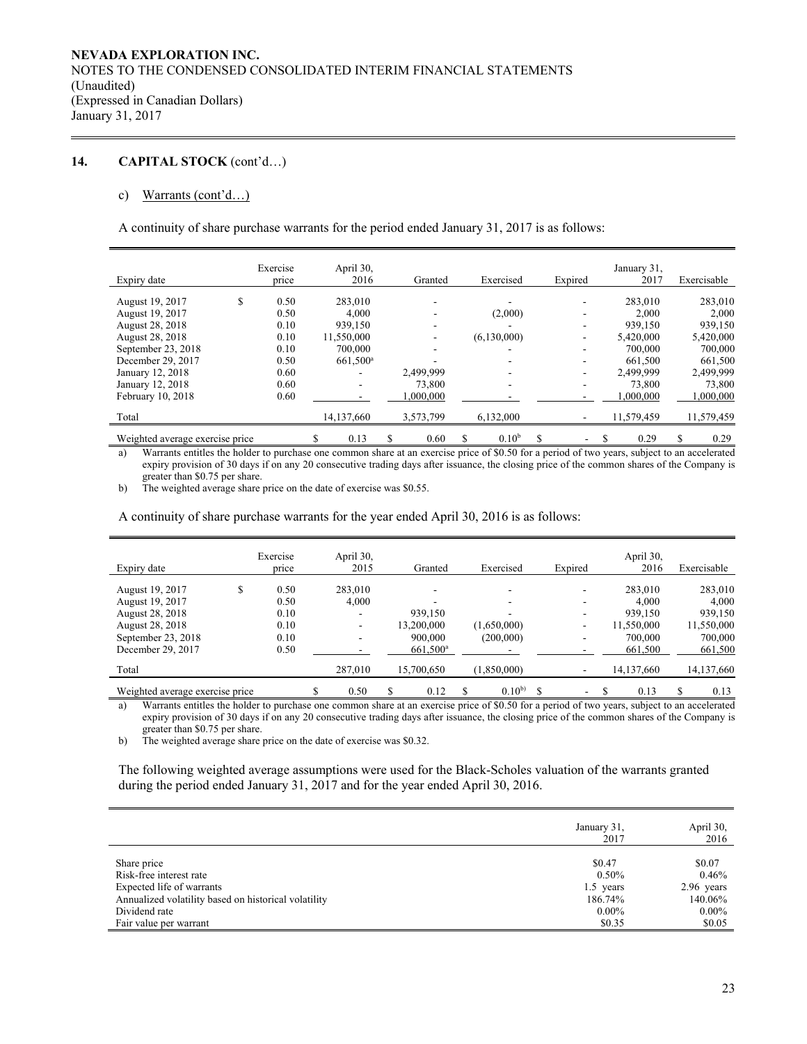**NEVADA EXPLORATION INC.**
NOTES TO THE CONDENSED CONSOLIDATED INTERIM FINANCIAL STATEMENTS
(Unaudited)
(Expressed in Canadian Dollars)
January 31, 2017

## 14. CAPITAL STOCK (cont'd…)

### c) Warrants (cont'd…)

A continuity of share purchase warrants for the period ended January 31, 2017 is as follows:

| Expiry date | Exercise price | April 30, 2016 | Granted | Exercised | Expired | January 31, 2017 | Exercisable |
|---|---|---|---|---|---|---|---|
| August 19, 2017 | $ 0.50 | 283,010 | - | - | - | 283,010 | 283,010 |
| August 19, 2017 | 0.50 | 4,000 | - | (2,000) | - | 2,000 | 2,000 |
| August 28, 2018 | 0.10 | 939,150 | - | - | - | 939,150 | 939,150 |
| August 28, 2018 | 0.10 | 11,550,000 | - | (6,130,000) | - | 5,420,000 | 5,420,000 |
| September 23, 2018 | 0.10 | 700,000 | - | - | - | 700,000 | 700,000 |
| December 29, 2017 | 0.50 | 661,500[a] | - | - | - | 661,500 | 661,500 |
| January 12, 2018 | 0.60 | - | 2,499,999 | - | - | 2,499,999 | 2,499,999 |
| January 12, 2018 | 0.60 | - | 73,800 | - | - | 73,800 | 73,800 |
| February 10, 2018 | 0.60 | - | 1,000,000 | - | - | 1,000,000 | 1,000,000 |
| Total | | 14,137,660 | 3,573,799 | 6,132,000 | - | 11,579,459 | 11,579,459 |
| Weighted average exercise price | | $ 0.13 | $ 0.60 | $ 0.10[b] | $ - | $ 0.29 | $ 0.29 |

a) Warrants entitles the holder to purchase one common share at an exercise price of $0.50 for a period of two years, subject to an accelerated expiry provision of 30 days if on any 20 consecutive trading days after issuance, the closing price of the common shares of the Company is greater than $0.75 per share.

b) The weighted average share price on the date of exercise was $0.55.

A continuity of share purchase warrants for the year ended April 30, 2016 is as follows:

| Expiry date | Exercise price | April 30, 2015 | Granted | Exercised | Expired | April 30, 2016 | Exercisable |
|---|---|---|---|---|---|---|---|
| August 19, 2017 | $ 0.50 | 283,010 | - | - | - | 283,010 | 283,010 |
| August 19, 2017 | 0.50 | 4,000 | - | - | - | 4,000 | 4,000 |
| August 28, 2018 | 0.10 | - | 939,150 | - | - | 939,150 | 939,150 |
| August 28, 2018 | 0.10 | - | 13,200,000 | (1,650,000) | - | 11,550,000 | 11,550,000 |
| September 23, 2018 | 0.10 | - | 900,000 | (200,000) | - | 700,000 | 700,000 |
| December 29, 2017 | 0.50 | - | 661,500[a] | - | - | 661,500 | 661,500 |
| Total | | 287,010 | 15,700,650 | (1,850,000) | - | 14,137,660 | 14,137,660 |
| Weighted average exercise price | | $ 0.50 | $ 0.12 | $ 0.10[b)] | $ - | $ 0.13 | $ 0.13 |

a) Warrants entitles the holder to purchase one common share at an exercise price of $0.50 for a period of two years, subject to an accelerated expiry provision of 30 days if on any 20 consecutive trading days after issuance, the closing price of the common shares of the Company is greater than $0.75 per share.

b) The weighted average share price on the date of exercise was $0.32.

The following weighted average assumptions were used for the Black-Scholes valuation of the warrants granted during the period ended January 31, 2017 and for the year ended April 30, 2016.

| | January 31, 2017 | April 30, 2016 |
|---|---|---|
| Share price | $0.47 | $0.07 |
| Risk-free interest rate | 0.50% | 0.46% |
| Expected life of warrants | 1.5 years | 2.96 years |
| Annualized volatility based on historical volatility | 186.74% | 140.06% |
| Dividend rate | 0.00% | 0.00% |
| Fair value per warrant | $0.35 | $0.05 |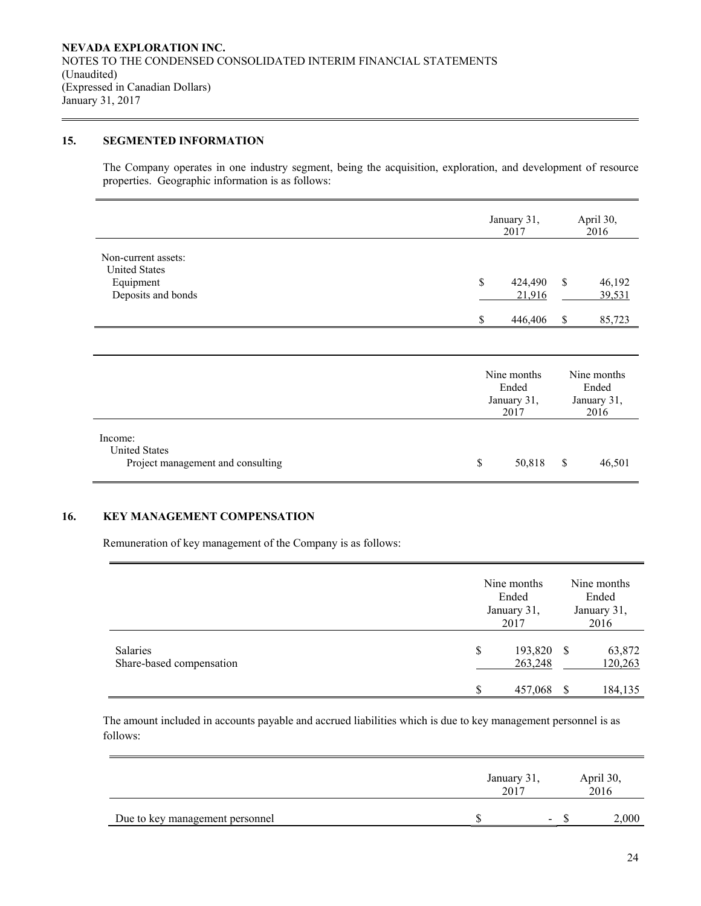**NEVADA EXPLORATION INC.**
NOTES TO THE CONDENSED CONSOLIDATED INTERIM FINANCIAL STATEMENTS
(Unaudited)
(Expressed in Canadian Dollars)
January 31, 2017

## 15. SEGMENTED INFORMATION

The Company operates in one industry segment, being the acquisition, exploration, and development of resource properties. Geographic information is as follows:

| | January 31, 2017 | April 30, 2016 |
|---|---|---|
| Non-current assets: | | |
| United States | | |
| Equipment | $ 424,490 | $ 46,192 |
| Deposits and bonds | 21,916 | 39,531 |
| | $ 446,406 | $ 85,723 |

| | Nine months Ended January 31, 2017 | Nine months Ended January 31, 2016 |
|---|---|---|
| Income: | | |
| United States | | |
| Project management and consulting | $ 50,818 | $ 46,501 |

## 16. KEY MANAGEMENT COMPENSATION

Remuneration of key management of the Company is as follows:

| | Nine months Ended January 31, 2017 | Nine months Ended January 31, 2016 |
|---|---|---|
| Salaries | $ 193,820 | $ 63,872 |
| Share-based compensation | 263,248 | 120,263 |
| | $ 457,068 | $ 184,135 |

The amount included in accounts payable and accrued liabilities which is due to key management personnel is as follows:

| | January 31, 2017 | April 30, 2016 |
|---|---|---|
| Due to key management personnel | $ - | $ 2,000 |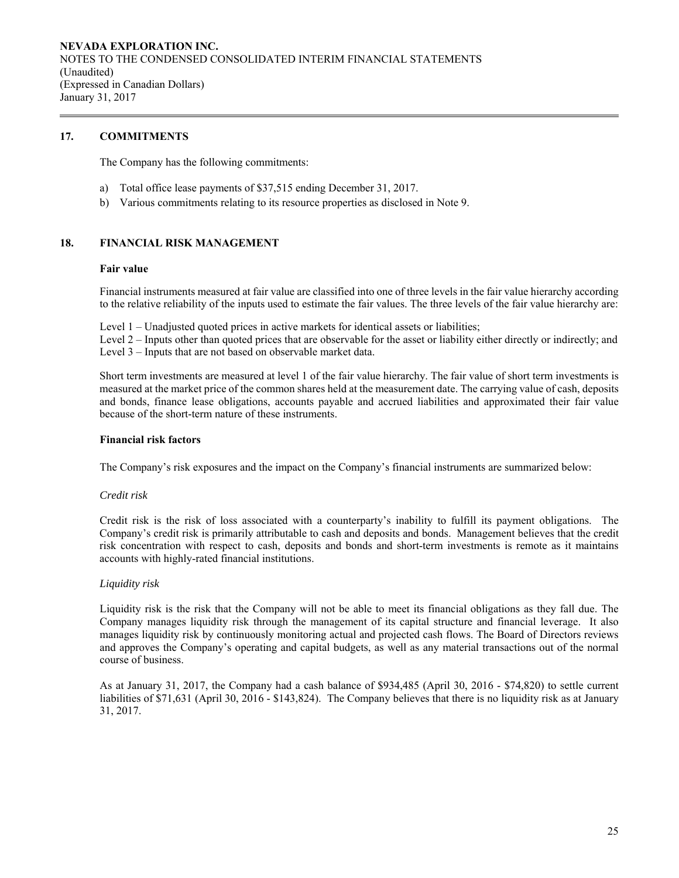## 17. COMMITMENTS

The Company has the following commitments:

a) Total office lease payments of $37,515 ending December 31, 2017.
b) Various commitments relating to its resource properties as disclosed in Note 9.

## 18. FINANCIAL RISK MANAGEMENT

**Fair value**

Financial instruments measured at fair value are classified into one of three levels in the fair value hierarchy according to the relative reliability of the inputs used to estimate the fair values. The three levels of the fair value hierarchy are:

Level 1 – Unadjusted quoted prices in active markets for identical assets or liabilities;
Level 2 – Inputs other than quoted prices that are observable for the asset or liability either directly or indirectly; and
Level 3 – Inputs that are not based on observable market data.

Short term investments are measured at level 1 of the fair value hierarchy. The fair value of short term investments is measured at the market price of the common shares held at the measurement date. The carrying value of cash, deposits and bonds, finance lease obligations, accounts payable and accrued liabilities and approximated their fair value because of the short-term nature of these instruments.

**Financial risk factors**

The Company's risk exposures and the impact on the Company's financial instruments are summarized below:

*Credit risk*

Credit risk is the risk of loss associated with a counterparty's inability to fulfill its payment obligations. The Company's credit risk is primarily attributable to cash and deposits and bonds. Management believes that the credit risk concentration with respect to cash, deposits and bonds and short-term investments is remote as it maintains accounts with highly-rated financial institutions.

*Liquidity risk*

Liquidity risk is the risk that the Company will not be able to meet its financial obligations as they fall due. The Company manages liquidity risk through the management of its capital structure and financial leverage. It also manages liquidity risk by continuously monitoring actual and projected cash flows. The Board of Directors reviews and approves the Company's operating and capital budgets, as well as any material transactions out of the normal course of business.

As at January 31, 2017, the Company had a cash balance of $934,485 (April 30, 2016 - $74,820) to settle current liabilities of $71,631 (April 30, 2016 - $143,824). The Company believes that there is no liquidity risk as at January 31, 2017.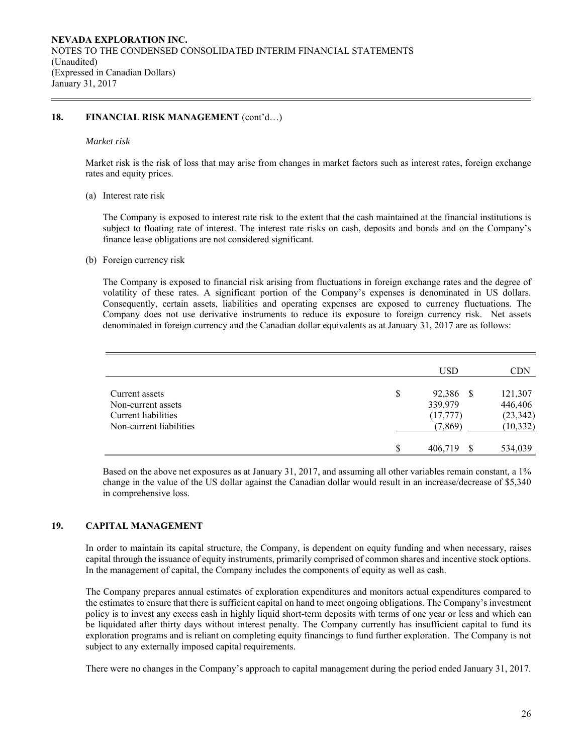## 18. FINANCIAL RISK MANAGEMENT (cont'd…)

*Market risk*

Market risk is the risk of loss that may arise from changes in market factors such as interest rates, foreign exchange rates and equity prices.

(a) Interest rate risk

The Company is exposed to interest rate risk to the extent that the cash maintained at the financial institutions is subject to floating rate of interest. The interest rate risks on cash, deposits and bonds and on the Company's finance lease obligations are not considered significant.

(b) Foreign currency risk

The Company is exposed to financial risk arising from fluctuations in foreign exchange rates and the degree of volatility of these rates. A significant portion of the Company's expenses is denominated in US dollars. Consequently, certain assets, liabilities and operating expenses are exposed to currency fluctuations. The Company does not use derivative instruments to reduce its exposure to foreign currency risk. Net assets denominated in foreign currency and the Canadian dollar equivalents as at January 31, 2017 are as follows:

| | USD | CDN |
|---|---|---|
| Current assets | $ 92,386 | $ 121,307 |
| Non-current assets | 339,979 | 446,406 |
| Current liabilities | (17,777) | (23,342) |
| Non-current liabilities | (7,869) | (10,332) |
| | $ 406,719 | $ 534,039 |

Based on the above net exposures as at January 31, 2017, and assuming all other variables remain constant, a 1% change in the value of the US dollar against the Canadian dollar would result in an increase/decrease of $5,340 in comprehensive loss.

## 19. CAPITAL MANAGEMENT

In order to maintain its capital structure, the Company, is dependent on equity funding and when necessary, raises capital through the issuance of equity instruments, primarily comprised of common shares and incentive stock options. In the management of capital, the Company includes the components of equity as well as cash.

The Company prepares annual estimates of exploration expenditures and monitors actual expenditures compared to the estimates to ensure that there is sufficient capital on hand to meet ongoing obligations. The Company's investment policy is to invest any excess cash in highly liquid short-term deposits with terms of one year or less and which can be liquidated after thirty days without interest penalty. The Company currently has insufficient capital to fund its exploration programs and is reliant on completing equity financings to fund further exploration. The Company is not subject to any externally imposed capital requirements.

There were no changes in the Company's approach to capital management during the period ended January 31, 2017.